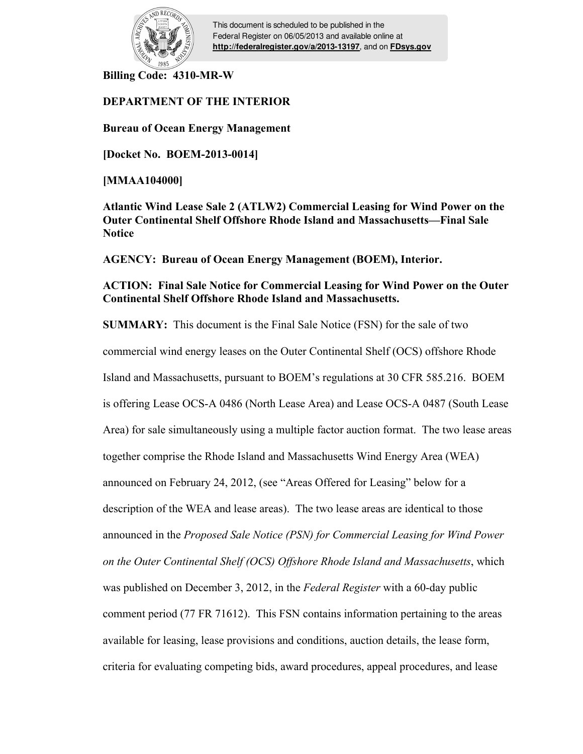This document is scheduled to be published in the Federal Register on 06/05/2013 and available online at **http://federalregister.gov/a/2013-13197**, and on **FDsys.gov**

**Billing Code: 4310-MR-W**

**DEPARTMENT OF THE INTERIOR**

**Bureau of Ocean Energy Management**

**[Docket No. BOEM-2013-0014]**

**[MMAA104000]**

**Atlantic Wind Lease Sale 2 (ATLW2) Commercial Leasing for Wind Power on the Outer Continental Shelf Offshore Rhode Island and Massachusetts—Final Sale Notice**

**AGENCY: Bureau of Ocean Energy Management (BOEM), Interior.**

**ACTION: Final Sale Notice for Commercial Leasing for Wind Power on the Outer Continental Shelf Offshore Rhode Island and Massachusetts.**

**SUMMARY:** This document is the Final Sale Notice (FSN) for the sale of two commercial wind energy leases on the Outer Continental Shelf (OCS) offshore Rhode Island and Massachusetts, pursuant to BOEM's regulations at 30 CFR 585.216. BOEM is offering Lease OCS-A 0486 (North Lease Area) and Lease OCS-A 0487 (South Lease Area) for sale simultaneously using a multiple factor auction format. The two lease areas together comprise the Rhode Island and Massachusetts Wind Energy Area (WEA) announced on February 24, 2012, (see "Areas Offered for Leasing" below for a description of the WEA and lease areas). The two lease areas are identical to those announced in the *Proposed Sale Notice (PSN) for Commercial Leasing for Wind Power on the Outer Continental Shelf (OCS) Offshore Rhode Island and Massachusetts*, which was published on December 3, 2012, in the *Federal Register* with a 60-day public comment period (77 FR 71612). This FSN contains information pertaining to the areas available for leasing, lease provisions and conditions, auction details, the lease form, criteria for evaluating competing bids, award procedures, appeal procedures, and lease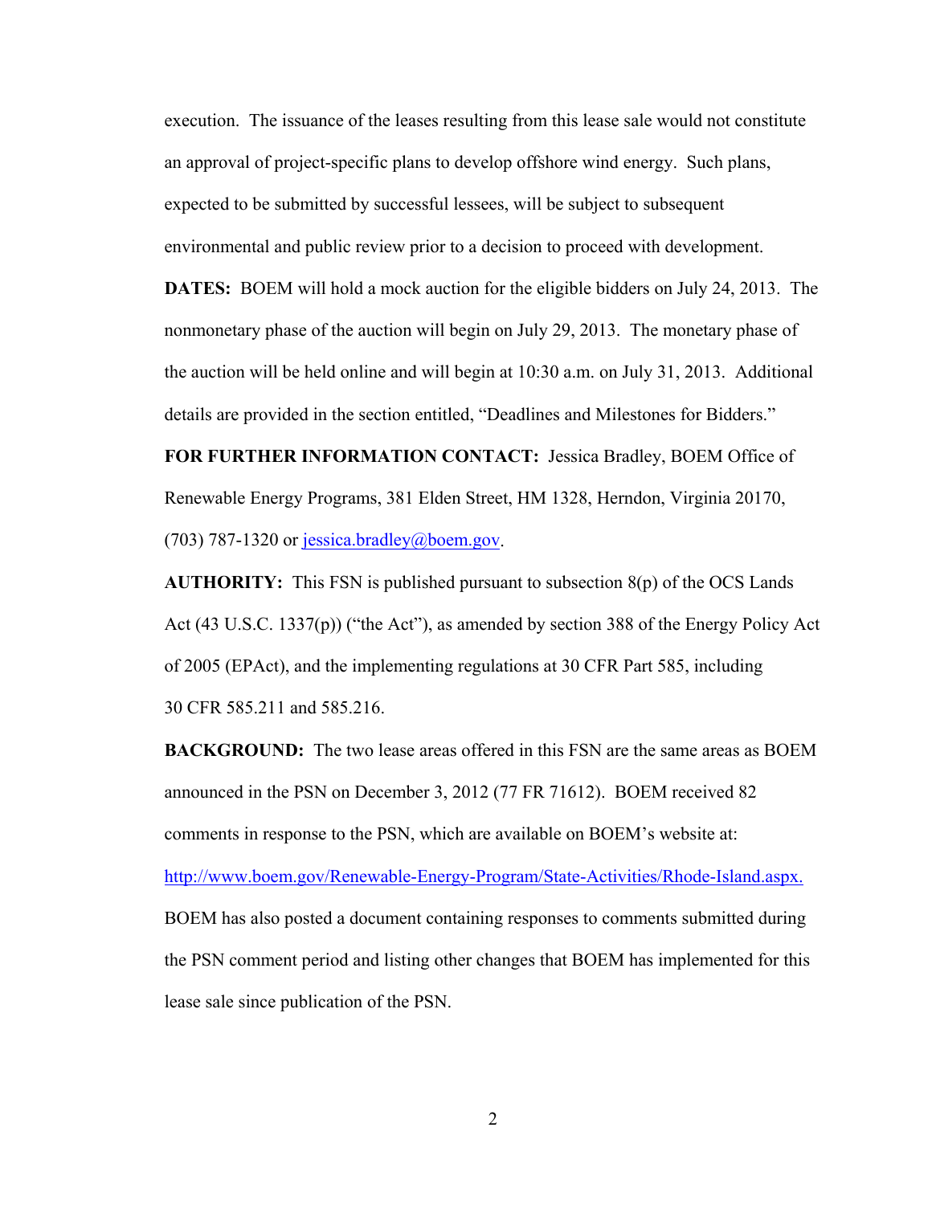execution. The issuance of the leases resulting from this lease sale would not constitute an approval of project-specific plans to develop offshore wind energy. Such plans, expected to be submitted by successful lessees, will be subject to subsequent environmental and public review prior to a decision to proceed with development.

**DATES:** BOEM will hold a mock auction for the eligible bidders on July 24, 2013. The nonmonetary phase of the auction will begin on July 29, 2013. The monetary phase of the auction will be held online and will begin at 10:30 a.m. on July 31, 2013. Additional details are provided in the section entitled, "Deadlines and Milestones for Bidders."

**FOR FURTHER INFORMATION CONTACT:** Jessica Bradley, BOEM Office of Renewable Energy Programs, 381 Elden Street, HM 1328, Herndon, Virginia 20170, (703) 787-1320 or [jessica.bradley@boem.gov](mailto:jessica.bradley@boem.gov).

**AUTHORITY:** This FSN is published pursuant to subsection 8(p) of the OCS Lands Act (43 U.S.C. 1337(p)) ("the Act"), as amended by section 388 of the Energy Policy Act of 2005 (EPAct), and the implementing regulations at 30 CFR Part 585, including 30 CFR 585.211 and 585.216.

**BACKGROUND:** The two lease areas offered in this FSN are the same areas as BOEM announced in the PSN on December 3, 2012 (77 FR 71612). BOEM received 82 comments in response to the PSN, which are available on BOEM's website at: [http://www.boem.gov/Renewable-Energy-Program/State-Activities/Rhode-Island.aspx.](http://www.boem.gov/Renewable-Energy-Program/State-Activities/Rhode-Island.aspx)
BOEM has also posted a document containing responses to comments submitted during the PSN comment period and listing other changes that BOEM has implemented for this lease sale since publication of the PSN.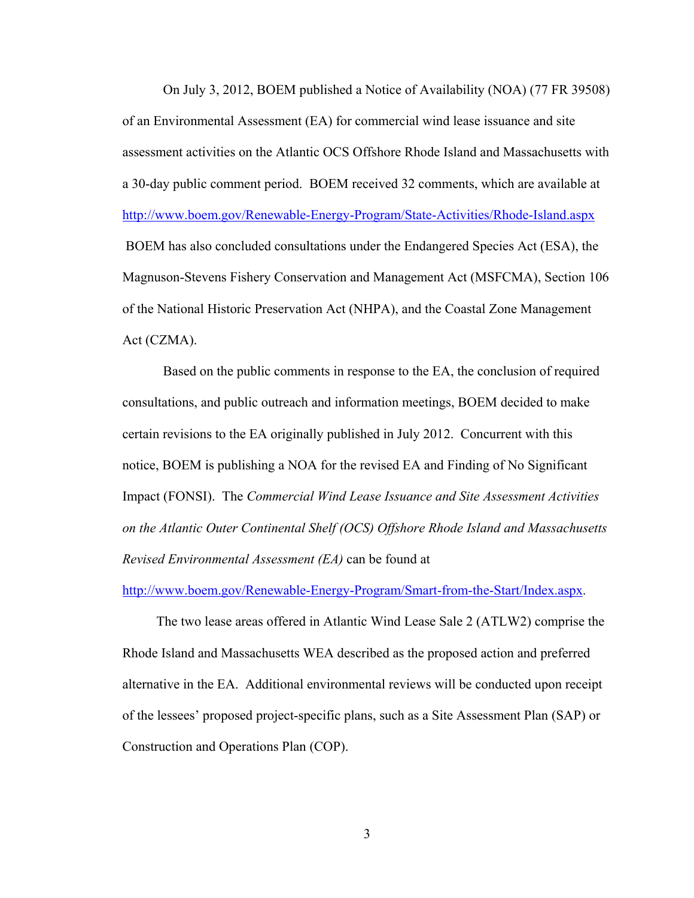On July 3, 2012, BOEM published a Notice of Availability (NOA) (77 FR 39508) of an Environmental Assessment (EA) for commercial wind lease issuance and site assessment activities on the Atlantic OCS Offshore Rhode Island and Massachusetts with a 30-day public comment period. BOEM received 32 comments, which are available at http://www.boem.gov/Renewable-Energy-Program/State-Activities/Rhode-Island.aspx BOEM has also concluded consultations under the Endangered Species Act (ESA), the Magnuson-Stevens Fishery Conservation and Management Act (MSFCMA), Section 106 of the National Historic Preservation Act (NHPA), and the Coastal Zone Management Act (CZMA).

Based on the public comments in response to the EA, the conclusion of required consultations, and public outreach and information meetings, BOEM decided to make certain revisions to the EA originally published in July 2012. Concurrent with this notice, BOEM is publishing a NOA for the revised EA and Finding of No Significant Impact (FONSI). The *Commercial Wind Lease Issuance and Site Assessment Activities on the Atlantic Outer Continental Shelf (OCS) Offshore Rhode Island and Massachusetts Revised Environmental Assessment (EA)* can be found at http://www.boem.gov/Renewable-Energy-Program/Smart-from-the-Start/Index.aspx.

The two lease areas offered in Atlantic Wind Lease Sale 2 (ATLW2) comprise the Rhode Island and Massachusetts WEA described as the proposed action and preferred alternative in the EA. Additional environmental reviews will be conducted upon receipt of the lessees' proposed project-specific plans, such as a Site Assessment Plan (SAP) or Construction and Operations Plan (COP).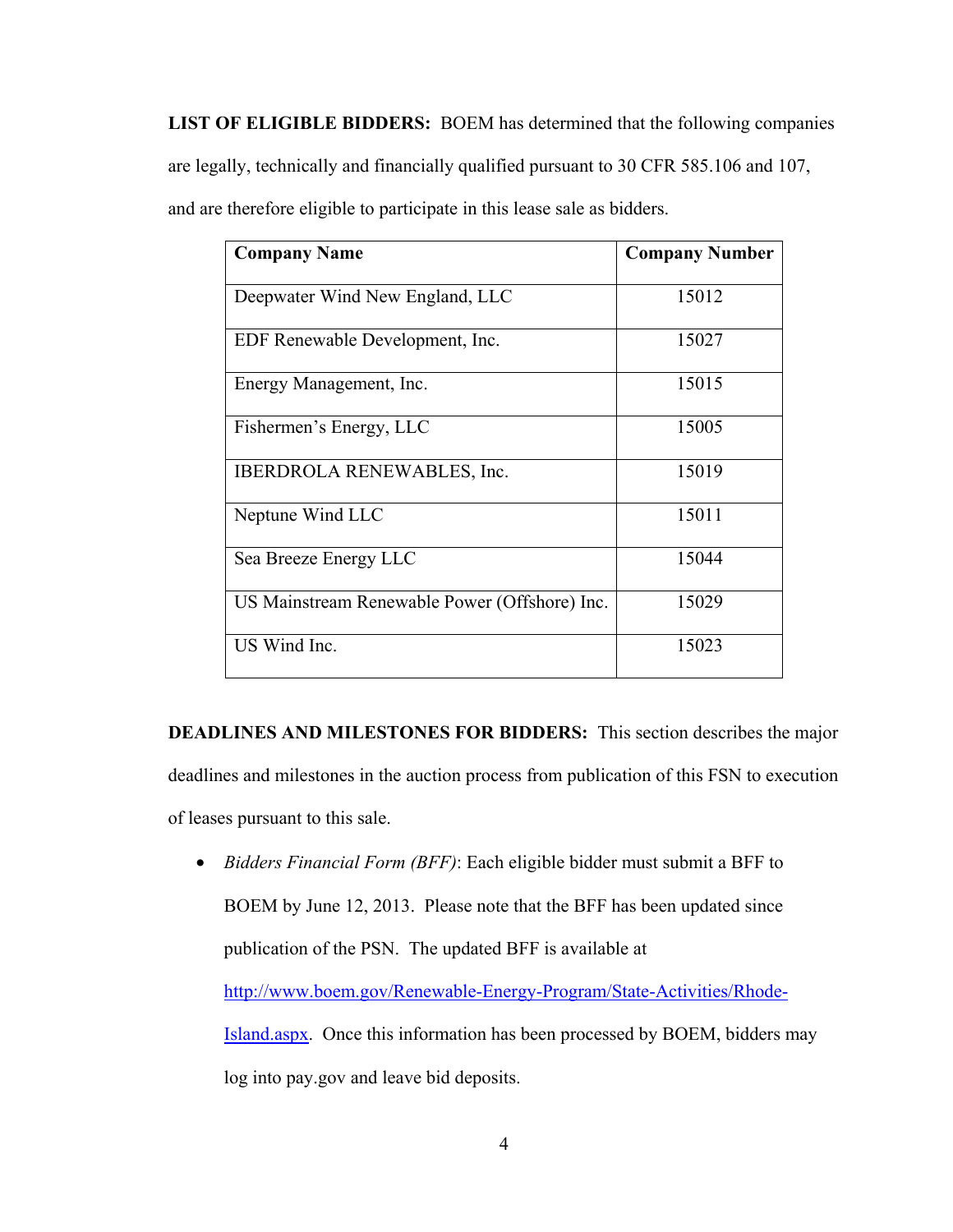**LIST OF ELIGIBLE BIDDERS:** BOEM has determined that the following companies are legally, technically and financially qualified pursuant to 30 CFR 585.106 and 107, and are therefore eligible to participate in this lease sale as bidders.

| Company Name | Company Number |
|---|---|
| Deepwater Wind New England, LLC | 15012 |
| EDF Renewable Development, Inc. | 15027 |
| Energy Management, Inc. | 15015 |
| Fishermen's Energy, LLC | 15005 |
| IBERDROLA RENEWABLES, Inc. | 15019 |
| Neptune Wind LLC | 15011 |
| Sea Breeze Energy LLC | 15044 |
| US Mainstream Renewable Power (Offshore) Inc. | 15029 |
| US Wind Inc. | 15023 |

**DEADLINES AND MILESTONES FOR BIDDERS:** This section describes the major deadlines and milestones in the auction process from publication of this FSN to execution of leases pursuant to this sale.

- *Bidders Financial Form (BFF)*: Each eligible bidder must submit a BFF to BOEM by June 12, 2013. Please note that the BFF has been updated since publication of the PSN. The updated BFF is available at http://www.boem.gov/Renewable-Energy-Program/State-Activities/Rhode-Island.aspx. Once this information has been processed by BOEM, bidders may log into pay.gov and leave bid deposits.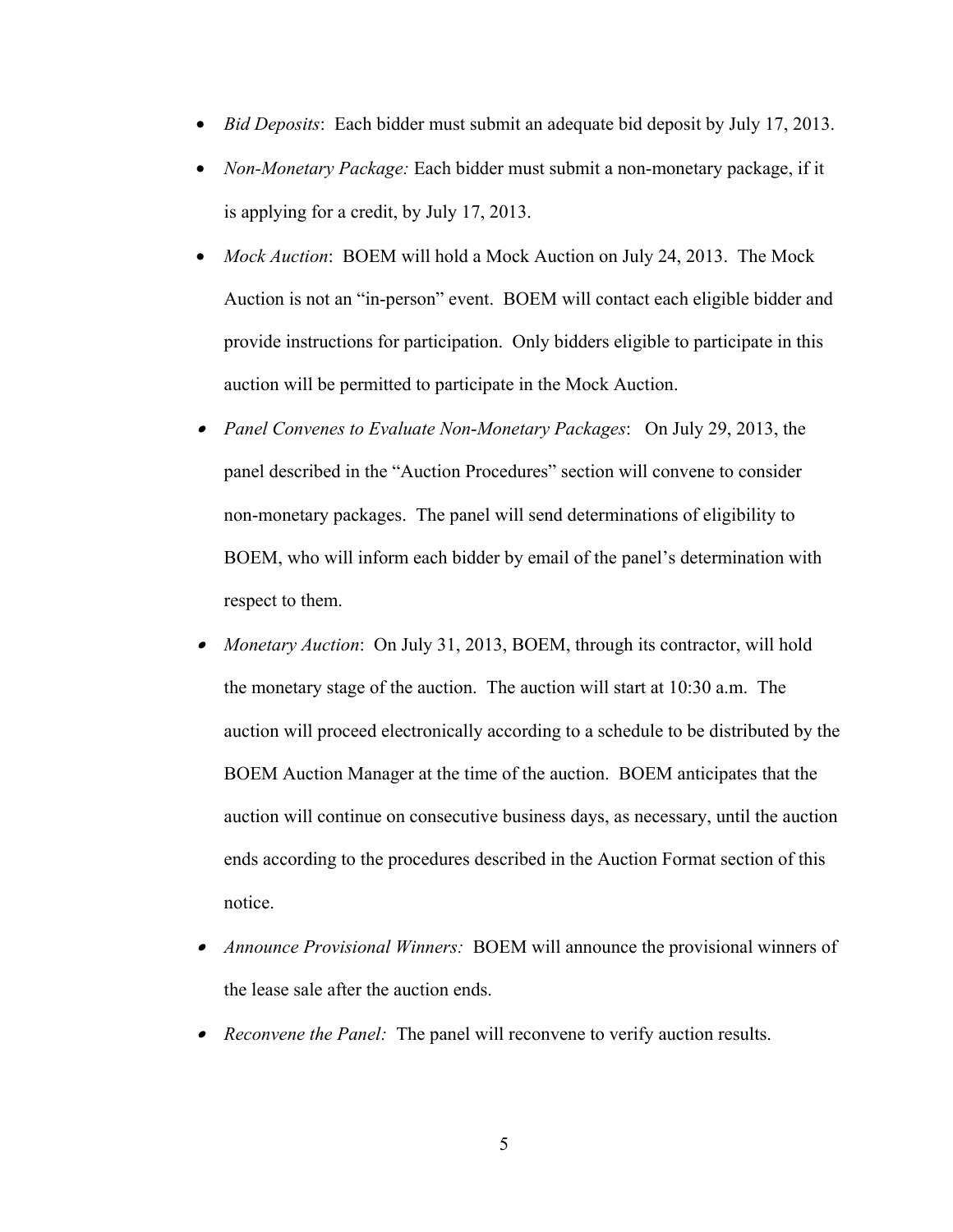- *Bid Deposits*: Each bidder must submit an adequate bid deposit by July 17, 2013.
- *Non-Monetary Package:* Each bidder must submit a non-monetary package, if it is applying for a credit, by July 17, 2013.
- *Mock Auction*: BOEM will hold a Mock Auction on July 24, 2013. The Mock Auction is not an "in-person" event. BOEM will contact each eligible bidder and provide instructions for participation. Only bidders eligible to participate in this auction will be permitted to participate in the Mock Auction.
- *Panel Convenes to Evaluate Non-Monetary Packages*: On July 29, 2013, the panel described in the "Auction Procedures" section will convene to consider non-monetary packages. The panel will send determinations of eligibility to BOEM, who will inform each bidder by email of the panel's determination with respect to them.
- *Monetary Auction*: On July 31, 2013, BOEM, through its contractor, will hold the monetary stage of the auction. The auction will start at 10:30 a.m. The auction will proceed electronically according to a schedule to be distributed by the BOEM Auction Manager at the time of the auction. BOEM anticipates that the auction will continue on consecutive business days, as necessary, until the auction ends according to the procedures described in the Auction Format section of this notice.
- *Announce Provisional Winners:* BOEM will announce the provisional winners of the lease sale after the auction ends.
- *Reconvene the Panel:* The panel will reconvene to verify auction results.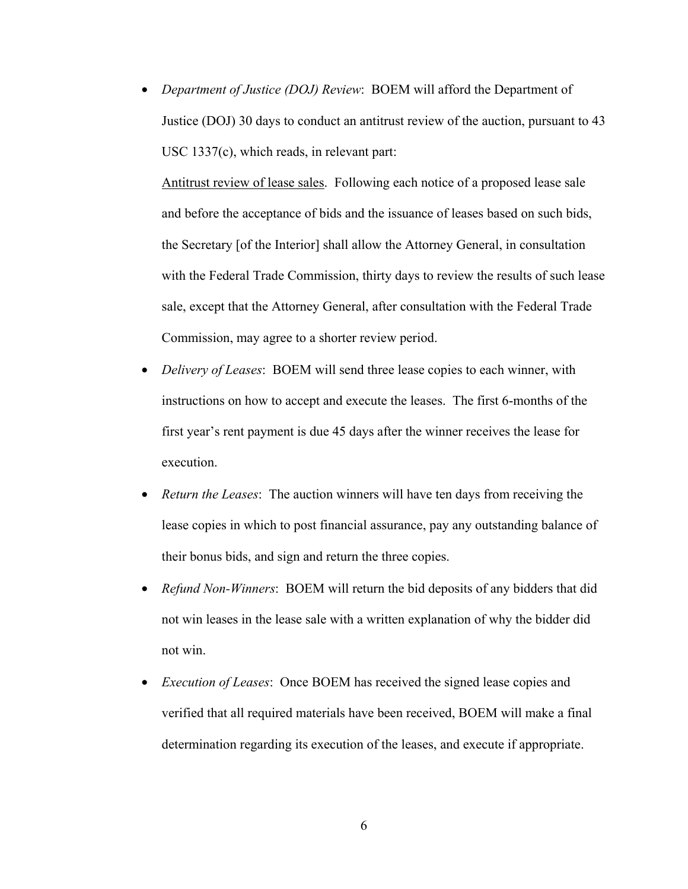- *Department of Justice (DOJ) Review*: BOEM will afford the Department of Justice (DOJ) 30 days to conduct an antitrust review of the auction, pursuant to 43 USC 1337(c), which reads, in relevant part:

  <u>Antitrust review of lease sales</u>. Following each notice of a proposed lease sale and before the acceptance of bids and the issuance of leases based on such bids, the Secretary [of the Interior] shall allow the Attorney General, in consultation with the Federal Trade Commission, thirty days to review the results of such lease sale, except that the Attorney General, after consultation with the Federal Trade Commission, may agree to a shorter review period.

- *Delivery of Leases*: BOEM will send three lease copies to each winner, with instructions on how to accept and execute the leases. The first 6-months of the first year's rent payment is due 45 days after the winner receives the lease for execution.

- *Return the Leases*: The auction winners will have ten days from receiving the lease copies in which to post financial assurance, pay any outstanding balance of their bonus bids, and sign and return the three copies.

- *Refund Non-Winners*: BOEM will return the bid deposits of any bidders that did not win leases in the lease sale with a written explanation of why the bidder did not win.

- *Execution of Leases*: Once BOEM has received the signed lease copies and verified that all required materials have been received, BOEM will make a final determination regarding its execution of the leases, and execute if appropriate.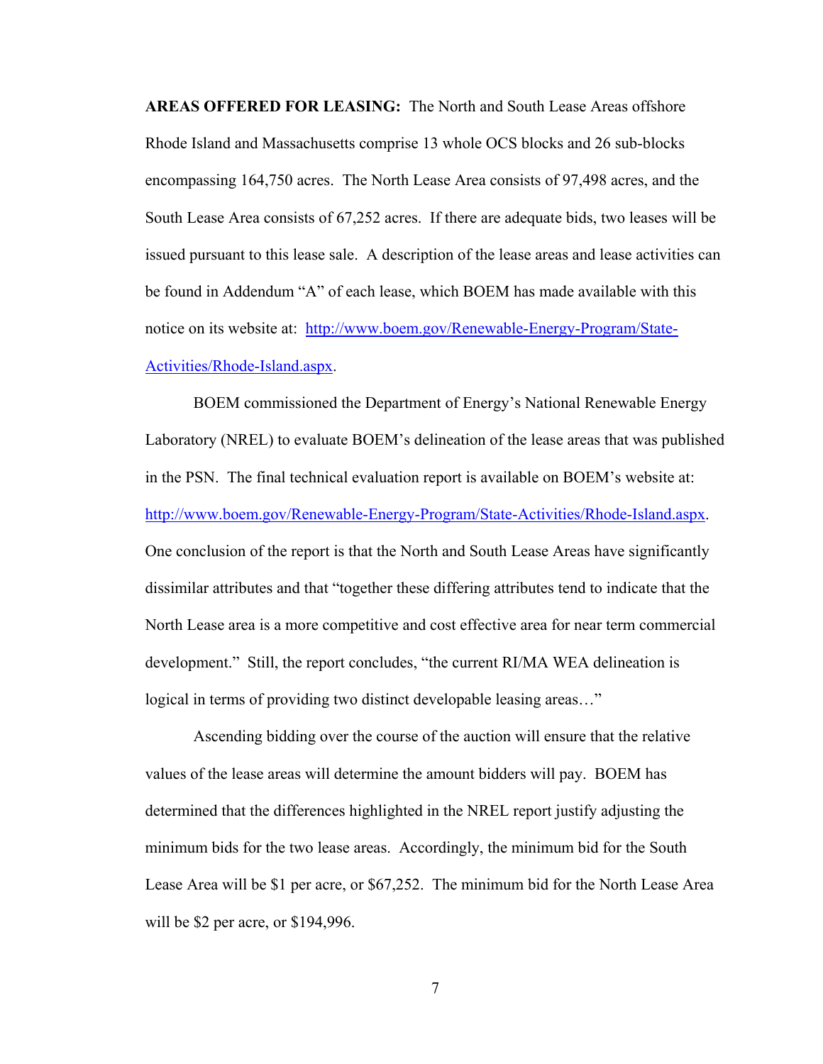**AREAS OFFERED FOR LEASING:** The North and South Lease Areas offshore Rhode Island and Massachusetts comprise 13 whole OCS blocks and 26 sub-blocks encompassing 164,750 acres. The North Lease Area consists of 97,498 acres, and the South Lease Area consists of 67,252 acres. If there are adequate bids, two leases will be issued pursuant to this lease sale. A description of the lease areas and lease activities can be found in Addendum "A" of each lease, which BOEM has made available with this notice on its website at: [http://www.boem.gov/Renewable-Energy-Program/State-Activities/Rhode-Island.aspx](http://www.boem.gov/Renewable-Energy-Program/State-Activities/Rhode-Island.aspx).

BOEM commissioned the Department of Energy's National Renewable Energy Laboratory (NREL) to evaluate BOEM's delineation of the lease areas that was published in the PSN. The final technical evaluation report is available on BOEM's website at: [http://www.boem.gov/Renewable-Energy-Program/State-Activities/Rhode-Island.aspx](http://www.boem.gov/Renewable-Energy-Program/State-Activities/Rhode-Island.aspx). One conclusion of the report is that the North and South Lease Areas have significantly dissimilar attributes and that "together these differing attributes tend to indicate that the North Lease area is a more competitive and cost effective area for near term commercial development." Still, the report concludes, "the current RI/MA WEA delineation is logical in terms of providing two distinct developable leasing areas…"

Ascending bidding over the course of the auction will ensure that the relative values of the lease areas will determine the amount bidders will pay. BOEM has determined that the differences highlighted in the NREL report justify adjusting the minimum bids for the two lease areas. Accordingly, the minimum bid for the South Lease Area will be $1 per acre, or $67,252. The minimum bid for the North Lease Area will be $2 per acre, or $194,996.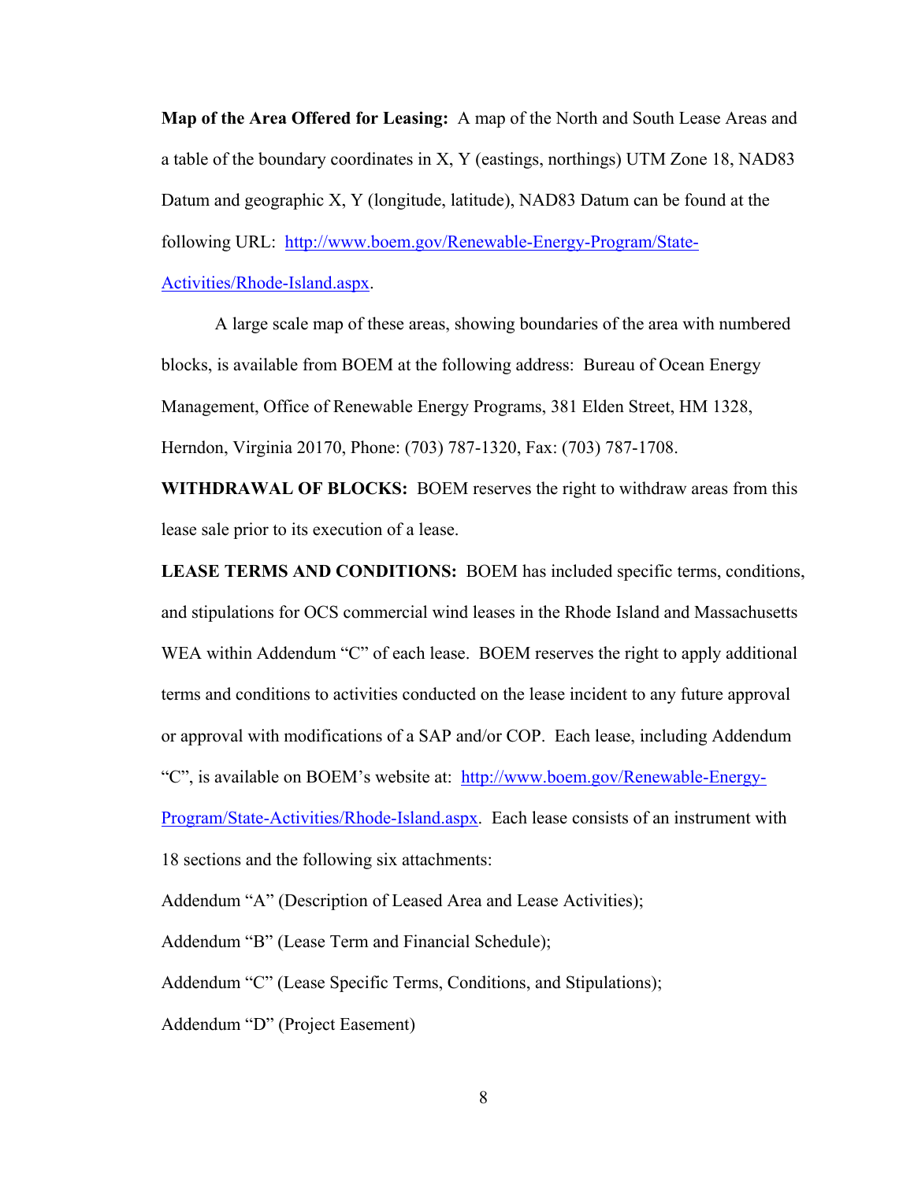**Map of the Area Offered for Leasing:** A map of the North and South Lease Areas and a table of the boundary coordinates in X, Y (eastings, northings) UTM Zone 18, NAD83 Datum and geographic X, Y (longitude, latitude), NAD83 Datum can be found at the following URL: [http://www.boem.gov/Renewable-Energy-Program/State-Activities/Rhode-Island.aspx](http://www.boem.gov/Renewable-Energy-Program/State-Activities/Rhode-Island.aspx).

A large scale map of these areas, showing boundaries of the area with numbered blocks, is available from BOEM at the following address: Bureau of Ocean Energy Management, Office of Renewable Energy Programs, 381 Elden Street, HM 1328, Herndon, Virginia 20170, Phone: (703) 787-1320, Fax: (703) 787-1708.

**WITHDRAWAL OF BLOCKS:** BOEM reserves the right to withdraw areas from this lease sale prior to its execution of a lease.

**LEASE TERMS AND CONDITIONS:** BOEM has included specific terms, conditions, and stipulations for OCS commercial wind leases in the Rhode Island and Massachusetts WEA within Addendum "C" of each lease. BOEM reserves the right to apply additional terms and conditions to activities conducted on the lease incident to any future approval or approval with modifications of a SAP and/or COP. Each lease, including Addendum "C", is available on BOEM's website at: [http://www.boem.gov/Renewable-Energy-Program/State-Activities/Rhode-Island.aspx](http://www.boem.gov/Renewable-Energy-Program/State-Activities/Rhode-Island.aspx). Each lease consists of an instrument with 18 sections and the following six attachments:

Addendum "A" (Description of Leased Area and Lease Activities);

Addendum "B" (Lease Term and Financial Schedule);

Addendum "C" (Lease Specific Terms, Conditions, and Stipulations);

Addendum "D" (Project Easement)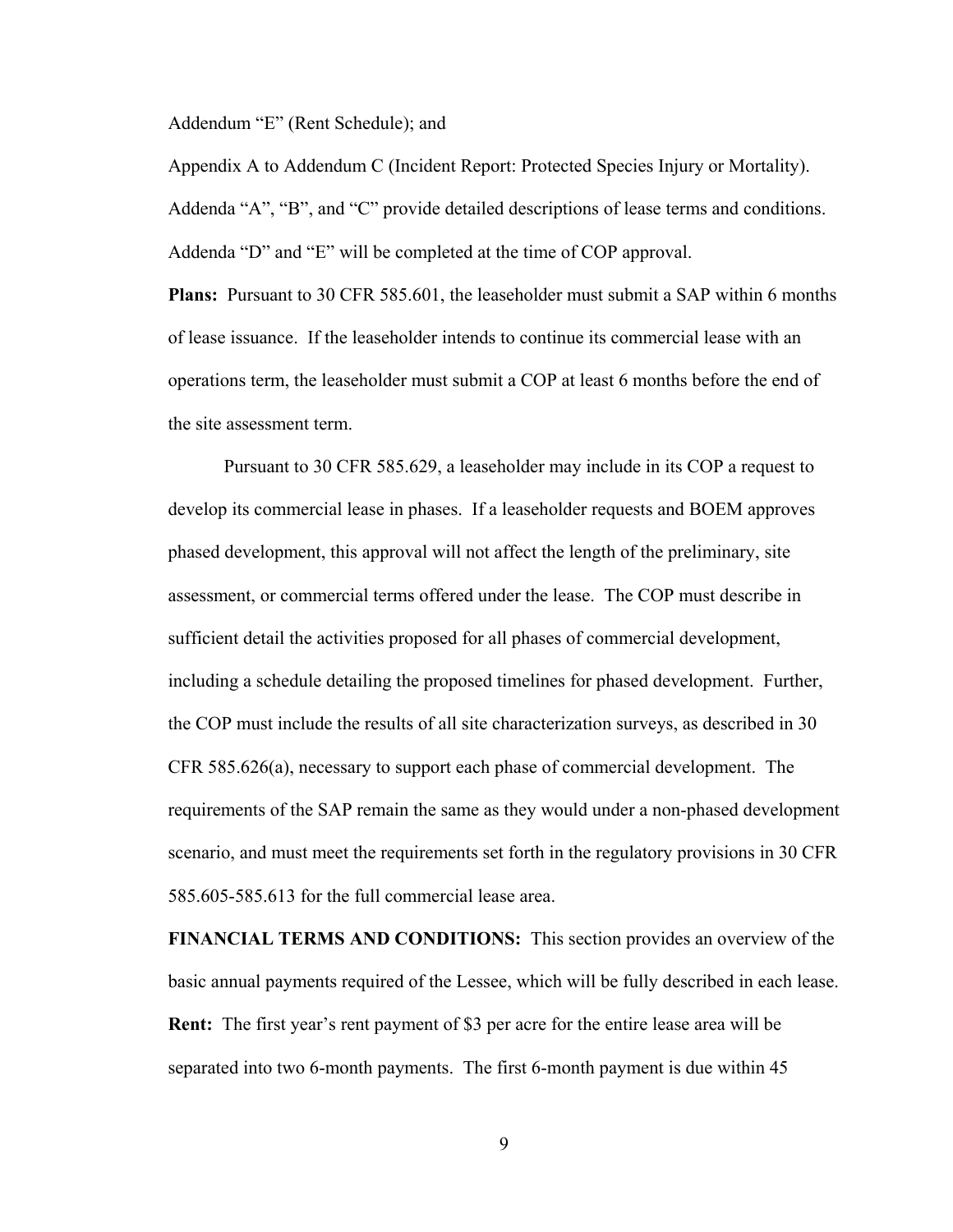Addendum “E” (Rent Schedule); and

Appendix A to Addendum C (Incident Report: Protected Species Injury or Mortality).

Addenda “A”, “B”, and “C” provide detailed descriptions of lease terms and conditions. Addenda “D” and “E” will be completed at the time of COP approval.

**Plans:** Pursuant to 30 CFR 585.601, the leaseholder must submit a SAP within 6 months of lease issuance. If the leaseholder intends to continue its commercial lease with an operations term, the leaseholder must submit a COP at least 6 months before the end of the site assessment term.

Pursuant to 30 CFR 585.629, a leaseholder may include in its COP a request to develop its commercial lease in phases. If a leaseholder requests and BOEM approves phased development, this approval will not affect the length of the preliminary, site assessment, or commercial terms offered under the lease. The COP must describe in sufficient detail the activities proposed for all phases of commercial development, including a schedule detailing the proposed timelines for phased development. Further, the COP must include the results of all site characterization surveys, as described in 30 CFR 585.626(a), necessary to support each phase of commercial development. The requirements of the SAP remain the same as they would under a non-phased development scenario, and must meet the requirements set forth in the regulatory provisions in 30 CFR 585.605-585.613 for the full commercial lease area.

**FINANCIAL TERMS AND CONDITIONS:** This section provides an overview of the basic annual payments required of the Lessee, which will be fully described in each lease.

**Rent:** The first year’s rent payment of $3 per acre for the entire lease area will be separated into two 6-month payments. The first 6-month payment is due within 45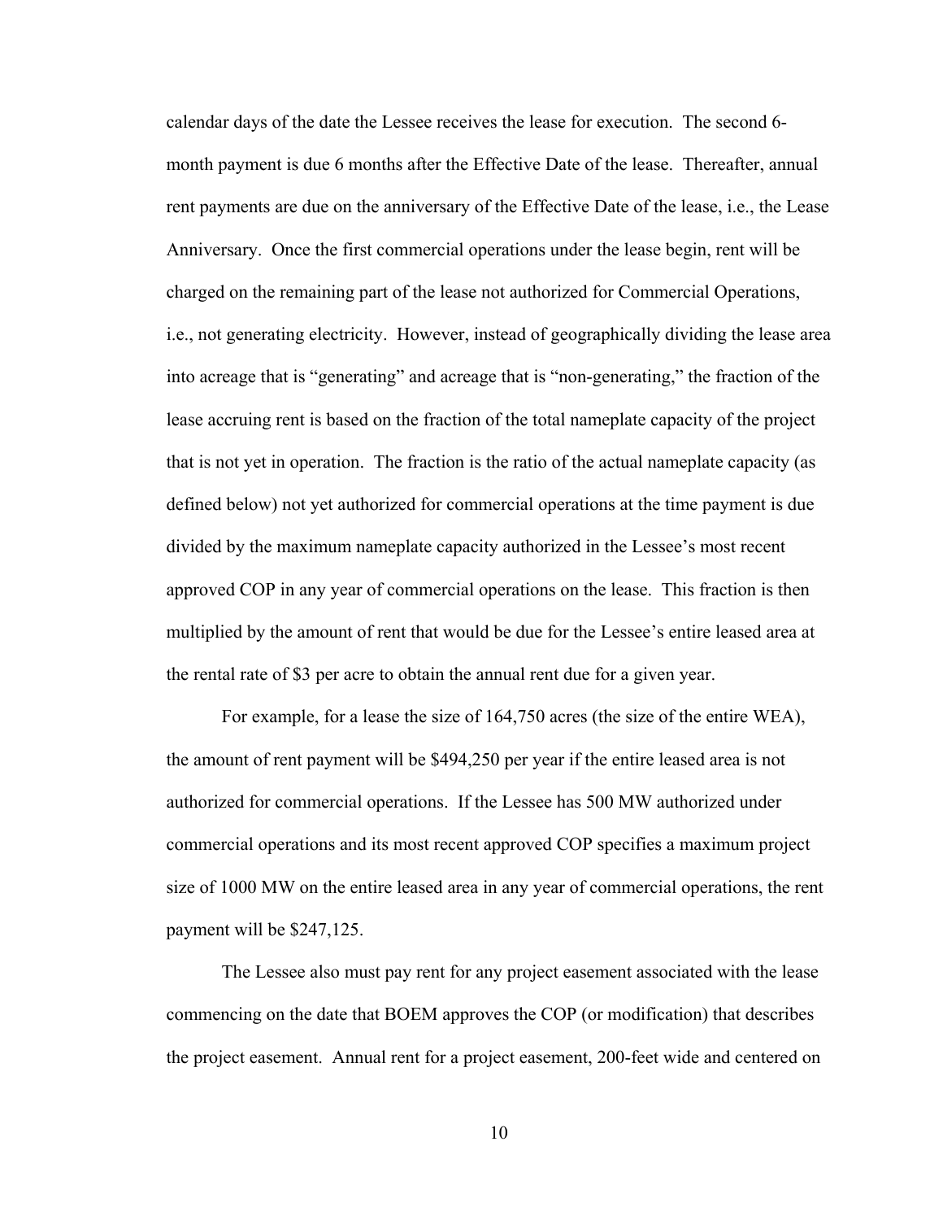calendar days of the date the Lessee receives the lease for execution. The second 6-month payment is due 6 months after the Effective Date of the lease. Thereafter, annual rent payments are due on the anniversary of the Effective Date of the lease, i.e., the Lease Anniversary. Once the first commercial operations under the lease begin, rent will be charged on the remaining part of the lease not authorized for Commercial Operations, i.e., not generating electricity. However, instead of geographically dividing the lease area into acreage that is "generating" and acreage that is "non-generating," the fraction of the lease accruing rent is based on the fraction of the total nameplate capacity of the project that is not yet in operation. The fraction is the ratio of the actual nameplate capacity (as defined below) not yet authorized for commercial operations at the time payment is due divided by the maximum nameplate capacity authorized in the Lessee's most recent approved COP in any year of commercial operations on the lease. This fraction is then multiplied by the amount of rent that would be due for the Lessee's entire leased area at the rental rate of $3 per acre to obtain the annual rent due for a given year.

For example, for a lease the size of 164,750 acres (the size of the entire WEA), the amount of rent payment will be $494,250 per year if the entire leased area is not authorized for commercial operations. If the Lessee has 500 MW authorized under commercial operations and its most recent approved COP specifies a maximum project size of 1000 MW on the entire leased area in any year of commercial operations, the rent payment will be $247,125.

The Lessee also must pay rent for any project easement associated with the lease commencing on the date that BOEM approves the COP (or modification) that describes the project easement. Annual rent for a project easement, 200-feet wide and centered on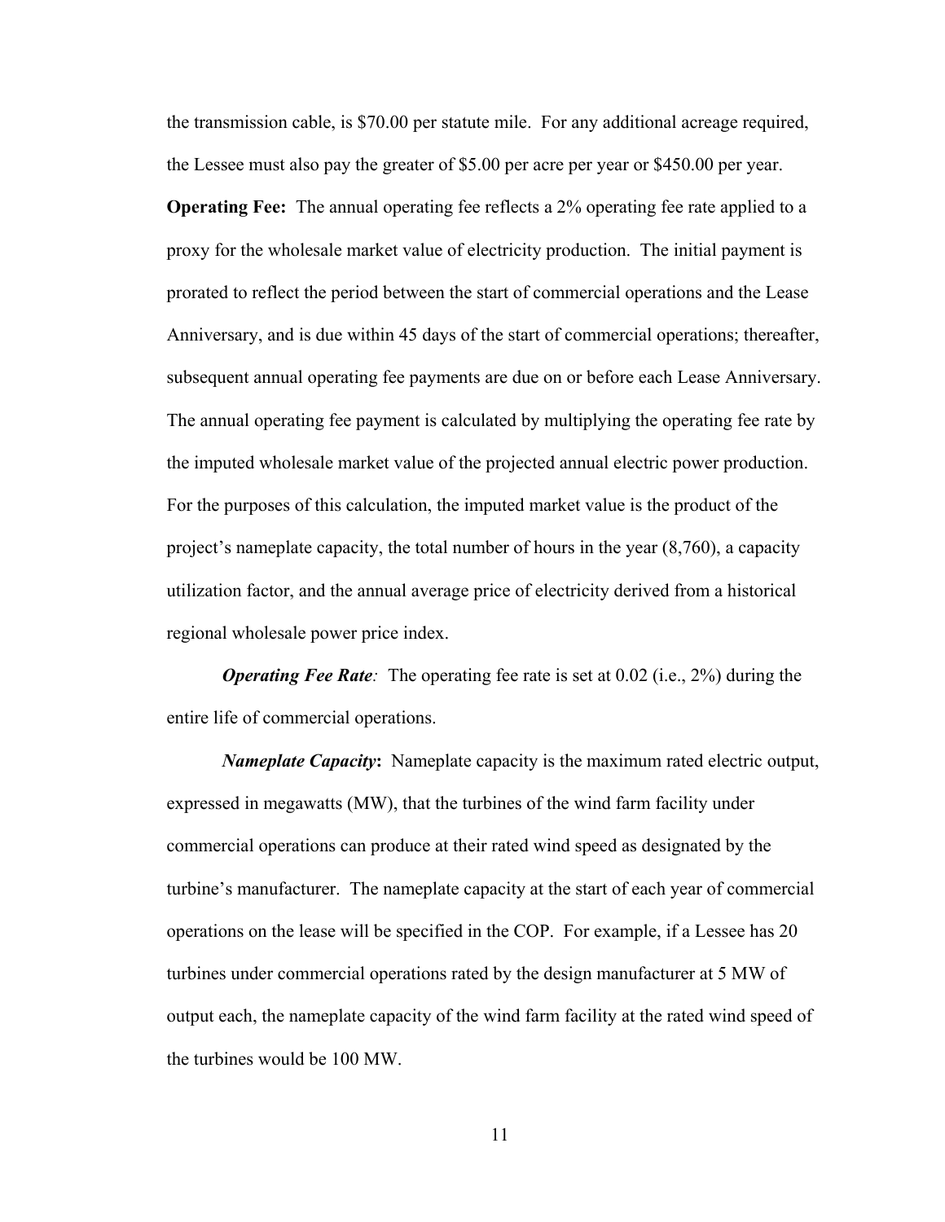the transmission cable, is $70.00 per statute mile. For any additional acreage required, the Lessee must also pay the greater of $5.00 per acre per year or $450.00 per year.

**Operating Fee:** The annual operating fee reflects a 2% operating fee rate applied to a proxy for the wholesale market value of electricity production. The initial payment is prorated to reflect the period between the start of commercial operations and the Lease Anniversary, and is due within 45 days of the start of commercial operations; thereafter, subsequent annual operating fee payments are due on or before each Lease Anniversary. The annual operating fee payment is calculated by multiplying the operating fee rate by the imputed wholesale market value of the projected annual electric power production. For the purposes of this calculation, the imputed market value is the product of the project's nameplate capacity, the total number of hours in the year (8,760), a capacity utilization factor, and the annual average price of electricity derived from a historical regional wholesale power price index.

***Operating Fee Rate**:* The operating fee rate is set at 0.02 (i.e., 2%) during the entire life of commercial operations.

***Nameplate Capacity*:** Nameplate capacity is the maximum rated electric output, expressed in megawatts (MW), that the turbines of the wind farm facility under commercial operations can produce at their rated wind speed as designated by the turbine's manufacturer. The nameplate capacity at the start of each year of commercial operations on the lease will be specified in the COP. For example, if a Lessee has 20 turbines under commercial operations rated by the design manufacturer at 5 MW of output each, the nameplate capacity of the wind farm facility at the rated wind speed of the turbines would be 100 MW.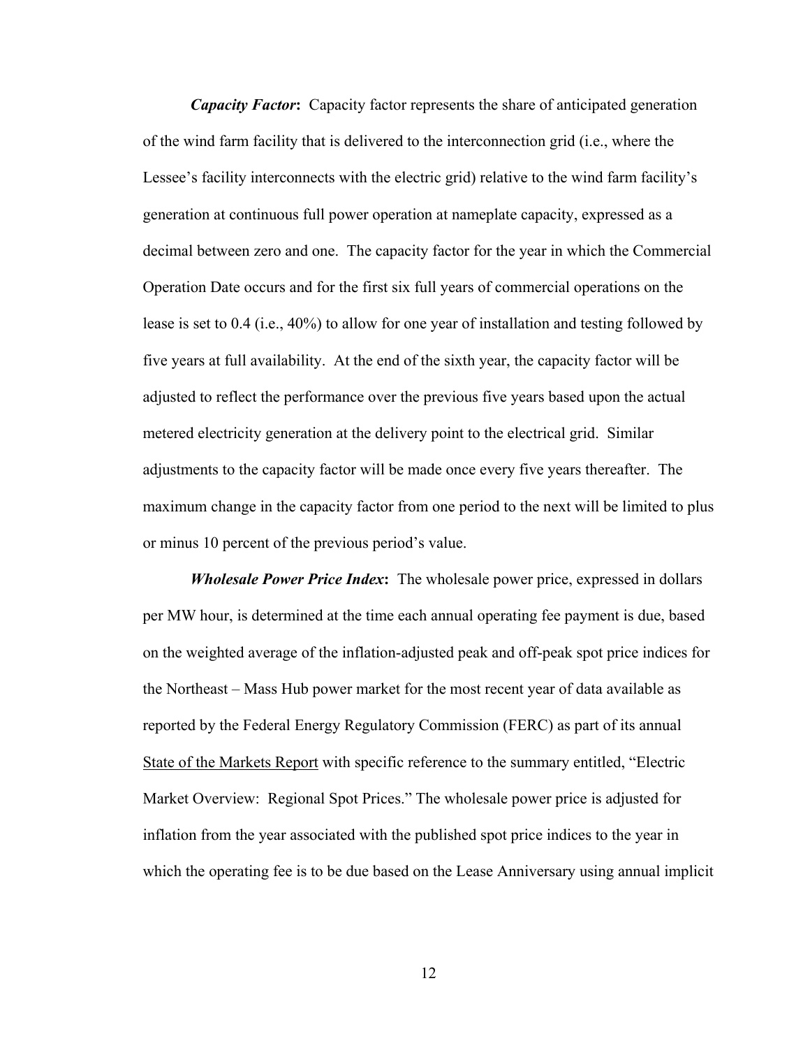***Capacity Factor*:** Capacity factor represents the share of anticipated generation of the wind farm facility that is delivered to the interconnection grid (i.e., where the Lessee's facility interconnects with the electric grid) relative to the wind farm facility's generation at continuous full power operation at nameplate capacity, expressed as a decimal between zero and one. The capacity factor for the year in which the Commercial Operation Date occurs and for the first six full years of commercial operations on the lease is set to 0.4 (i.e., 40%) to allow for one year of installation and testing followed by five years at full availability. At the end of the sixth year, the capacity factor will be adjusted to reflect the performance over the previous five years based upon the actual metered electricity generation at the delivery point to the electrical grid. Similar adjustments to the capacity factor will be made once every five years thereafter. The maximum change in the capacity factor from one period to the next will be limited to plus or minus 10 percent of the previous period's value.

***Wholesale Power Price Index*:** The wholesale power price, expressed in dollars per MW hour, is determined at the time each annual operating fee payment is due, based on the weighted average of the inflation-adjusted peak and off-peak spot price indices for the Northeast – Mass Hub power market for the most recent year of data available as reported by the Federal Energy Regulatory Commission (FERC) as part of its annual State of the Markets Report with specific reference to the summary entitled, "Electric Market Overview: Regional Spot Prices." The wholesale power price is adjusted for inflation from the year associated with the published spot price indices to the year in which the operating fee is to be due based on the Lease Anniversary using annual implicit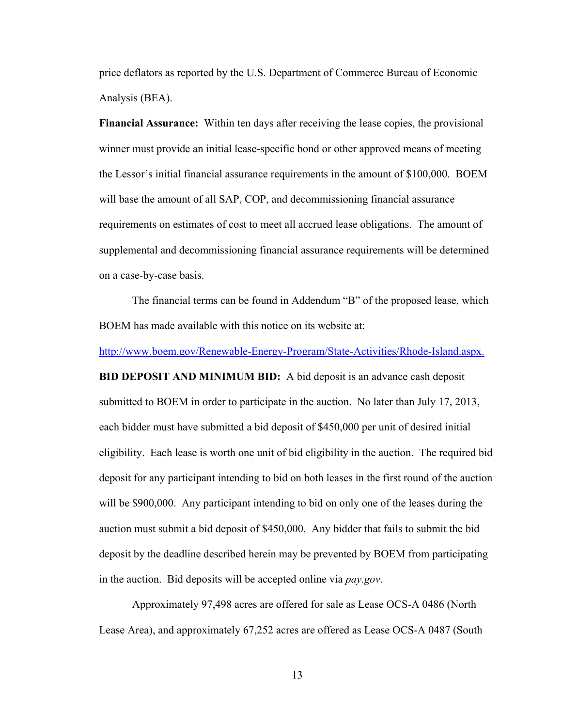price deflators as reported by the U.S. Department of Commerce Bureau of Economic Analysis (BEA).

**Financial Assurance:** Within ten days after receiving the lease copies, the provisional winner must provide an initial lease-specific bond or other approved means of meeting the Lessor's initial financial assurance requirements in the amount of $100,000. BOEM will base the amount of all SAP, COP, and decommissioning financial assurance requirements on estimates of cost to meet all accrued lease obligations. The amount of supplemental and decommissioning financial assurance requirements will be determined on a case-by-case basis.

The financial terms can be found in Addendum "B" of the proposed lease, which BOEM has made available with this notice on its website at: http://www.boem.gov/Renewable-Energy-Program/State-Activities/Rhode-Island.aspx.

**BID DEPOSIT AND MINIMUM BID:** A bid deposit is an advance cash deposit submitted to BOEM in order to participate in the auction. No later than July 17, 2013, each bidder must have submitted a bid deposit of $450,000 per unit of desired initial eligibility. Each lease is worth one unit of bid eligibility in the auction. The required bid deposit for any participant intending to bid on both leases in the first round of the auction will be $900,000. Any participant intending to bid on only one of the leases during the auction must submit a bid deposit of $450,000. Any bidder that fails to submit the bid deposit by the deadline described herein may be prevented by BOEM from participating in the auction. Bid deposits will be accepted online via *pay.gov*.

Approximately 97,498 acres are offered for sale as Lease OCS-A 0486 (North Lease Area), and approximately 67,252 acres are offered as Lease OCS-A 0487 (South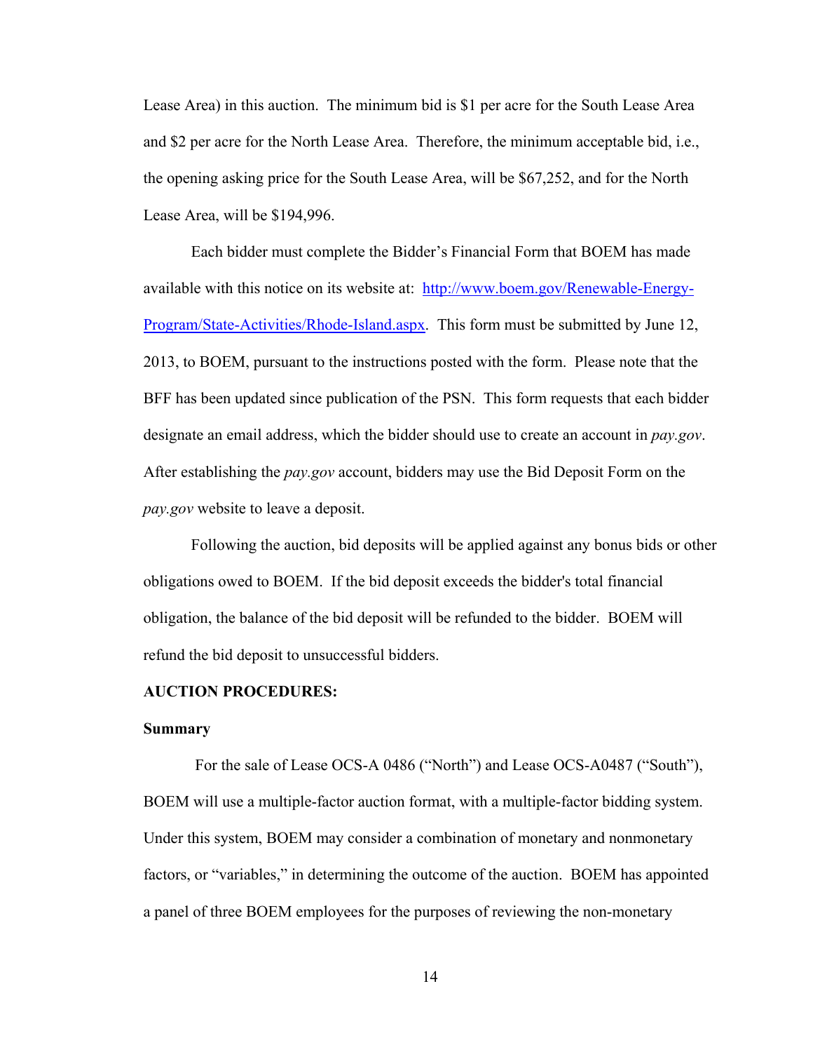Lease Area) in this auction. The minimum bid is $1 per acre for the South Lease Area and $2 per acre for the North Lease Area. Therefore, the minimum acceptable bid, i.e., the opening asking price for the South Lease Area, will be $67,252, and for the North Lease Area, will be $194,996.

Each bidder must complete the Bidder's Financial Form that BOEM has made available with this notice on its website at: [http://www.boem.gov/Renewable-Energy-Program/State-Activities/Rhode-Island.aspx](http://www.boem.gov/Renewable-Energy-Program/State-Activities/Rhode-Island.aspx). This form must be submitted by June 12, 2013, to BOEM, pursuant to the instructions posted with the form. Please note that the BFF has been updated since publication of the PSN. This form requests that each bidder designate an email address, which the bidder should use to create an account in *pay.gov*. After establishing the *pay.gov* account, bidders may use the Bid Deposit Form on the *pay.gov* website to leave a deposit.

Following the auction, bid deposits will be applied against any bonus bids or other obligations owed to BOEM. If the bid deposit exceeds the bidder's total financial obligation, the balance of the bid deposit will be refunded to the bidder. BOEM will refund the bid deposit to unsuccessful bidders.

**AUCTION PROCEDURES:**

**Summary**

For the sale of Lease OCS-A 0486 ("North") and Lease OCS-A0487 ("South"), BOEM will use a multiple-factor auction format, with a multiple-factor bidding system. Under this system, BOEM may consider a combination of monetary and nonmonetary factors, or "variables," in determining the outcome of the auction. BOEM has appointed a panel of three BOEM employees for the purposes of reviewing the non-monetary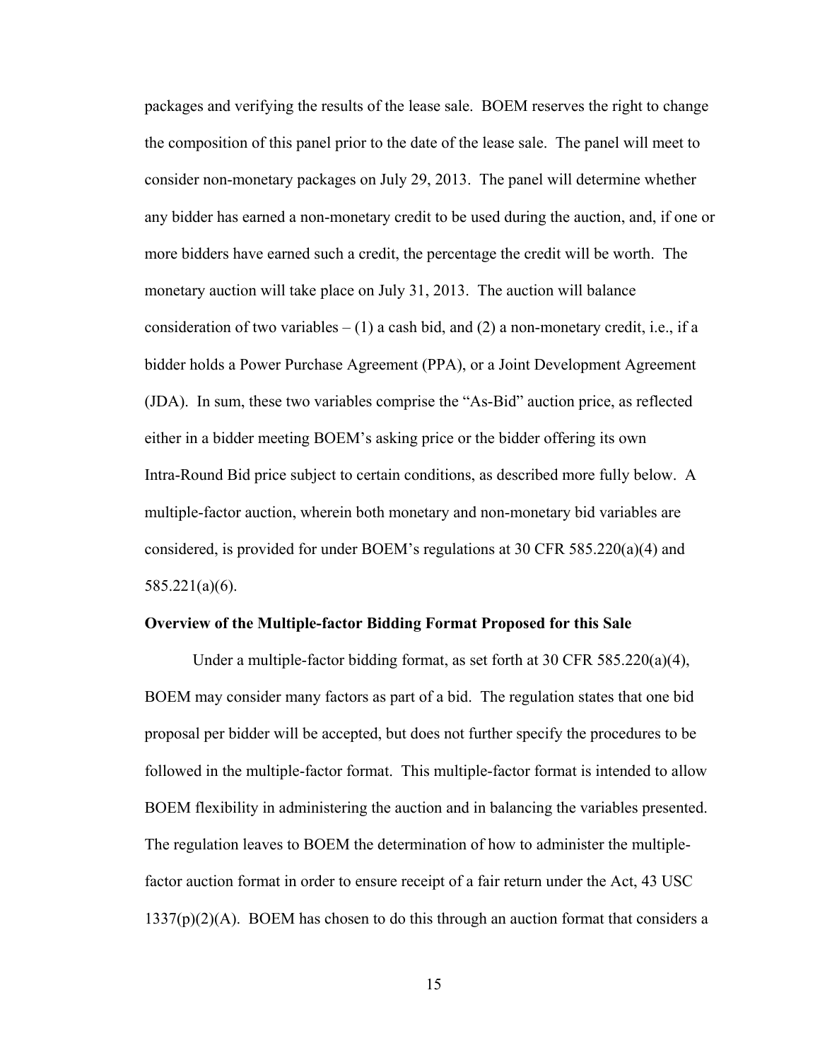packages and verifying the results of the lease sale. BOEM reserves the right to change the composition of this panel prior to the date of the lease sale. The panel will meet to consider non-monetary packages on July 29, 2013. The panel will determine whether any bidder has earned a non-monetary credit to be used during the auction, and, if one or more bidders have earned such a credit, the percentage the credit will be worth. The monetary auction will take place on July 31, 2013. The auction will balance consideration of two variables – (1) a cash bid, and (2) a non-monetary credit, i.e., if a bidder holds a Power Purchase Agreement (PPA), or a Joint Development Agreement (JDA). In sum, these two variables comprise the "As-Bid" auction price, as reflected either in a bidder meeting BOEM's asking price or the bidder offering its own Intra-Round Bid price subject to certain conditions, as described more fully below. A multiple-factor auction, wherein both monetary and non-monetary bid variables are considered, is provided for under BOEM's regulations at 30 CFR 585.220(a)(4) and 585.221(a)(6).

**Overview of the Multiple-factor Bidding Format Proposed for this Sale**

Under a multiple-factor bidding format, as set forth at 30 CFR 585.220(a)(4), BOEM may consider many factors as part of a bid. The regulation states that one bid proposal per bidder will be accepted, but does not further specify the procedures to be followed in the multiple-factor format. This multiple-factor format is intended to allow BOEM flexibility in administering the auction and in balancing the variables presented. The regulation leaves to BOEM the determination of how to administer the multiple-factor auction format in order to ensure receipt of a fair return under the Act, 43 USC 1337(p)(2)(A). BOEM has chosen to do this through an auction format that considers a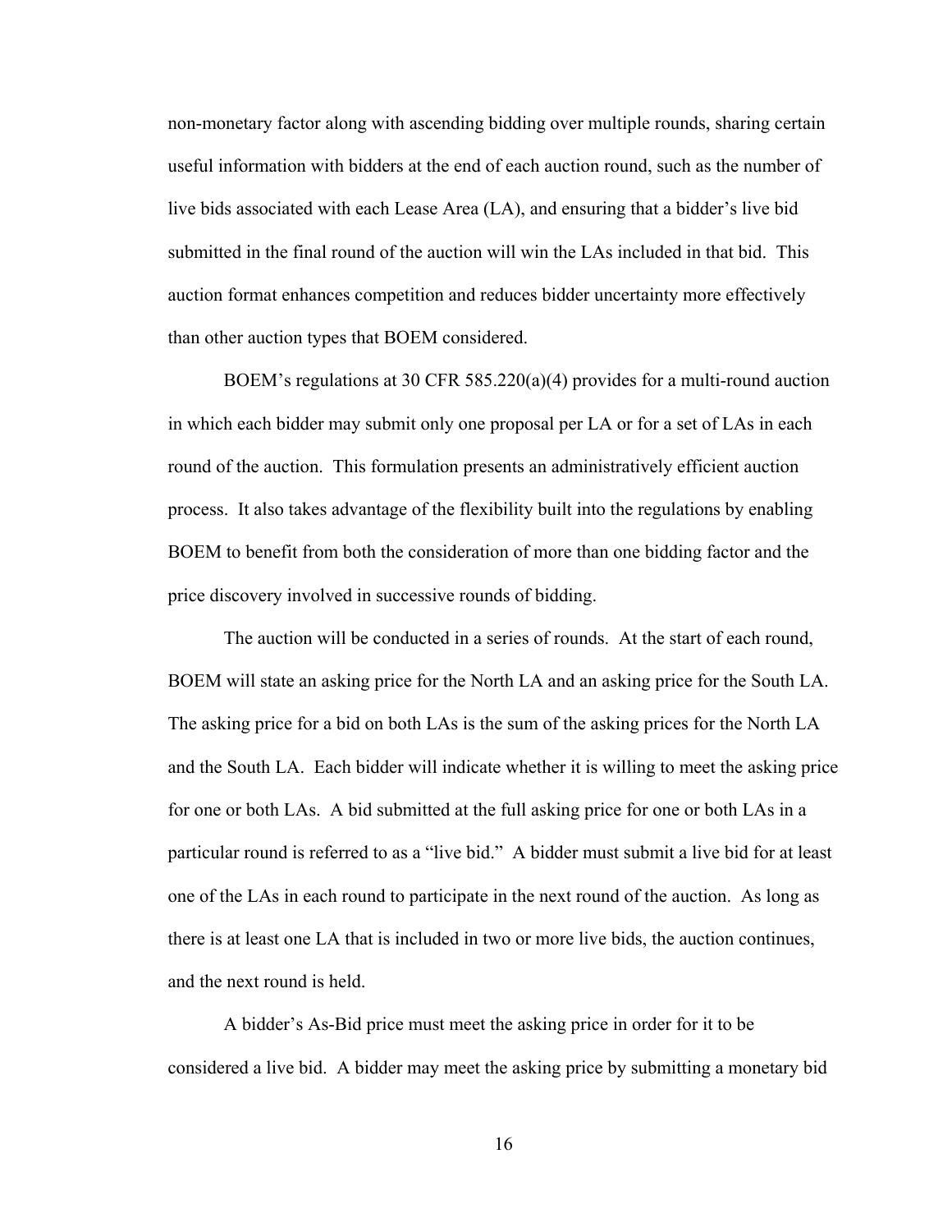non-monetary factor along with ascending bidding over multiple rounds, sharing certain useful information with bidders at the end of each auction round, such as the number of live bids associated with each Lease Area (LA), and ensuring that a bidder's live bid submitted in the final round of the auction will win the LAs included in that bid. This auction format enhances competition and reduces bidder uncertainty more effectively than other auction types that BOEM considered.

BOEM's regulations at 30 CFR 585.220(a)(4) provides for a multi-round auction in which each bidder may submit only one proposal per LA or for a set of LAs in each round of the auction. This formulation presents an administratively efficient auction process. It also takes advantage of the flexibility built into the regulations by enabling BOEM to benefit from both the consideration of more than one bidding factor and the price discovery involved in successive rounds of bidding.

The auction will be conducted in a series of rounds. At the start of each round, BOEM will state an asking price for the North LA and an asking price for the South LA. The asking price for a bid on both LAs is the sum of the asking prices for the North LA and the South LA. Each bidder will indicate whether it is willing to meet the asking price for one or both LAs. A bid submitted at the full asking price for one or both LAs in a particular round is referred to as a "live bid." A bidder must submit a live bid for at least one of the LAs in each round to participate in the next round of the auction. As long as there is at least one LA that is included in two or more live bids, the auction continues, and the next round is held.

A bidder's As-Bid price must meet the asking price in order for it to be considered a live bid. A bidder may meet the asking price by submitting a monetary bid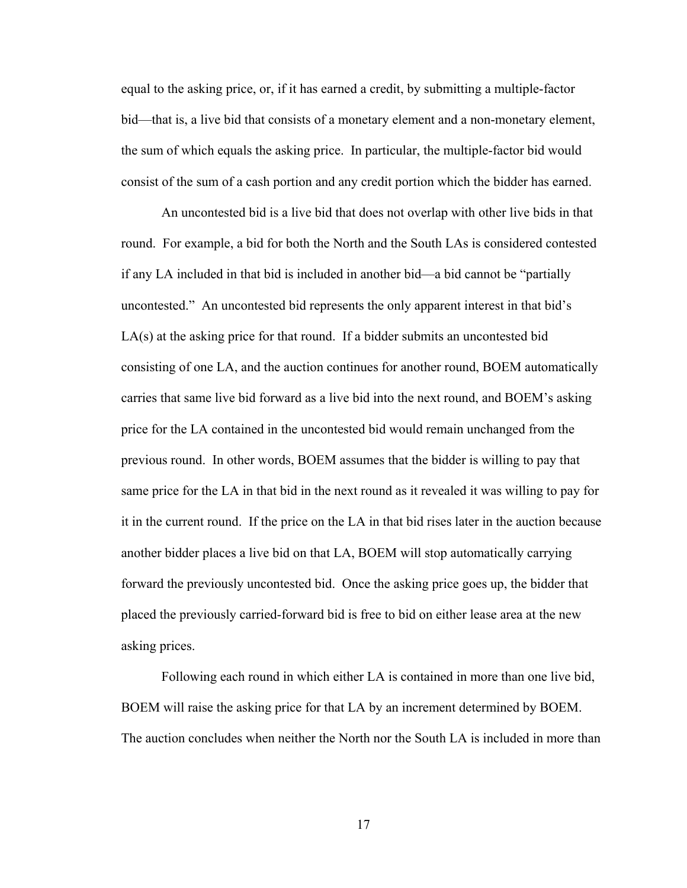equal to the asking price, or, if it has earned a credit, by submitting a multiple-factor bid—that is, a live bid that consists of a monetary element and a non-monetary element, the sum of which equals the asking price. In particular, the multiple-factor bid would consist of the sum of a cash portion and any credit portion which the bidder has earned.

An uncontested bid is a live bid that does not overlap with other live bids in that round. For example, a bid for both the North and the South LAs is considered contested if any LA included in that bid is included in another bid—a bid cannot be "partially uncontested." An uncontested bid represents the only apparent interest in that bid's LA(s) at the asking price for that round. If a bidder submits an uncontested bid consisting of one LA, and the auction continues for another round, BOEM automatically carries that same live bid forward as a live bid into the next round, and BOEM's asking price for the LA contained in the uncontested bid would remain unchanged from the previous round. In other words, BOEM assumes that the bidder is willing to pay that same price for the LA in that bid in the next round as it revealed it was willing to pay for it in the current round. If the price on the LA in that bid rises later in the auction because another bidder places a live bid on that LA, BOEM will stop automatically carrying forward the previously uncontested bid. Once the asking price goes up, the bidder that placed the previously carried-forward bid is free to bid on either lease area at the new asking prices.

Following each round in which either LA is contained in more than one live bid, BOEM will raise the asking price for that LA by an increment determined by BOEM. The auction concludes when neither the North nor the South LA is included in more than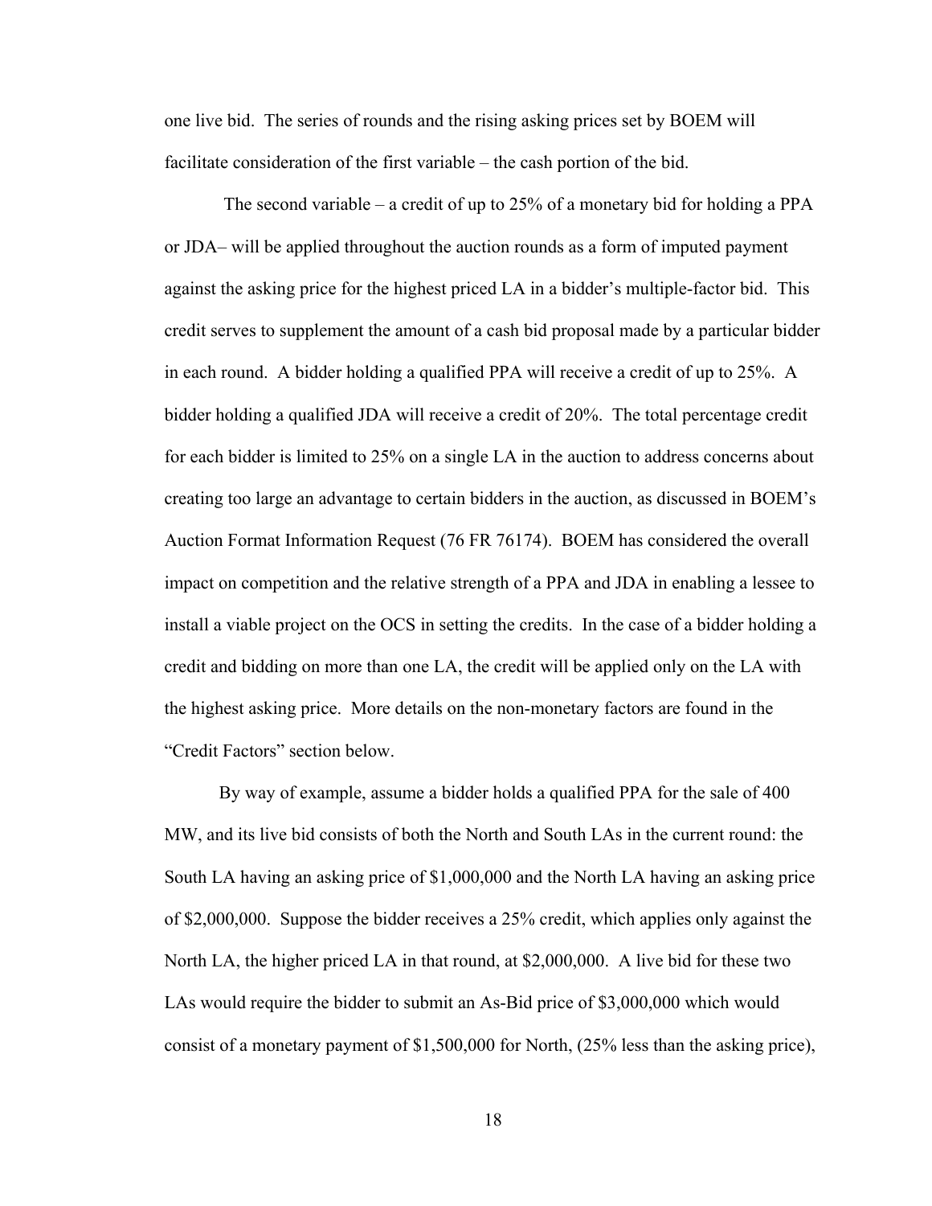one live bid. The series of rounds and the rising asking prices set by BOEM will facilitate consideration of the first variable – the cash portion of the bid.

The second variable – a credit of up to 25% of a monetary bid for holding a PPA or JDA– will be applied throughout the auction rounds as a form of imputed payment against the asking price for the highest priced LA in a bidder's multiple-factor bid. This credit serves to supplement the amount of a cash bid proposal made by a particular bidder in each round. A bidder holding a qualified PPA will receive a credit of up to 25%. A bidder holding a qualified JDA will receive a credit of 20%. The total percentage credit for each bidder is limited to 25% on a single LA in the auction to address concerns about creating too large an advantage to certain bidders in the auction, as discussed in BOEM's Auction Format Information Request (76 FR 76174). BOEM has considered the overall impact on competition and the relative strength of a PPA and JDA in enabling a lessee to install a viable project on the OCS in setting the credits. In the case of a bidder holding a credit and bidding on more than one LA, the credit will be applied only on the LA with the highest asking price. More details on the non-monetary factors are found in the "Credit Factors" section below.

By way of example, assume a bidder holds a qualified PPA for the sale of 400 MW, and its live bid consists of both the North and South LAs in the current round: the South LA having an asking price of $1,000,000 and the North LA having an asking price of $2,000,000. Suppose the bidder receives a 25% credit, which applies only against the North LA, the higher priced LA in that round, at $2,000,000. A live bid for these two LAs would require the bidder to submit an As-Bid price of $3,000,000 which would consist of a monetary payment of $1,500,000 for North, (25% less than the asking price),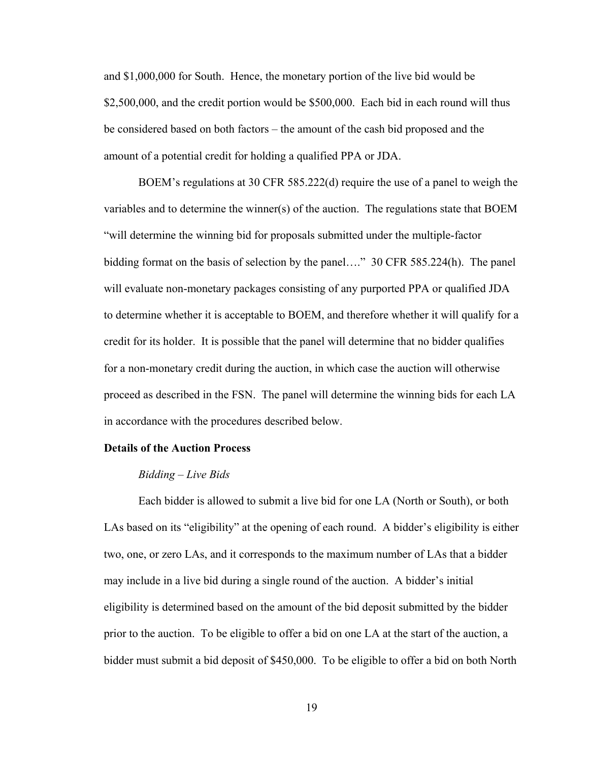and $1,000,000 for South. Hence, the monetary portion of the live bid would be $2,500,000, and the credit portion would be $500,000. Each bid in each round will thus be considered based on both factors – the amount of the cash bid proposed and the amount of a potential credit for holding a qualified PPA or JDA.

BOEM's regulations at 30 CFR 585.222(d) require the use of a panel to weigh the variables and to determine the winner(s) of the auction. The regulations state that BOEM "will determine the winning bid for proposals submitted under the multiple-factor bidding format on the basis of selection by the panel…." 30 CFR 585.224(h). The panel will evaluate non-monetary packages consisting of any purported PPA or qualified JDA to determine whether it is acceptable to BOEM, and therefore whether it will qualify for a credit for its holder. It is possible that the panel will determine that no bidder qualifies for a non-monetary credit during the auction, in which case the auction will otherwise proceed as described in the FSN. The panel will determine the winning bids for each LA in accordance with the procedures described below.

**Details of the Auction Process**

*Bidding – Live Bids*

Each bidder is allowed to submit a live bid for one LA (North or South), or both LAs based on its "eligibility" at the opening of each round. A bidder's eligibility is either two, one, or zero LAs, and it corresponds to the maximum number of LAs that a bidder may include in a live bid during a single round of the auction. A bidder's initial eligibility is determined based on the amount of the bid deposit submitted by the bidder prior to the auction. To be eligible to offer a bid on one LA at the start of the auction, a bidder must submit a bid deposit of $450,000. To be eligible to offer a bid on both North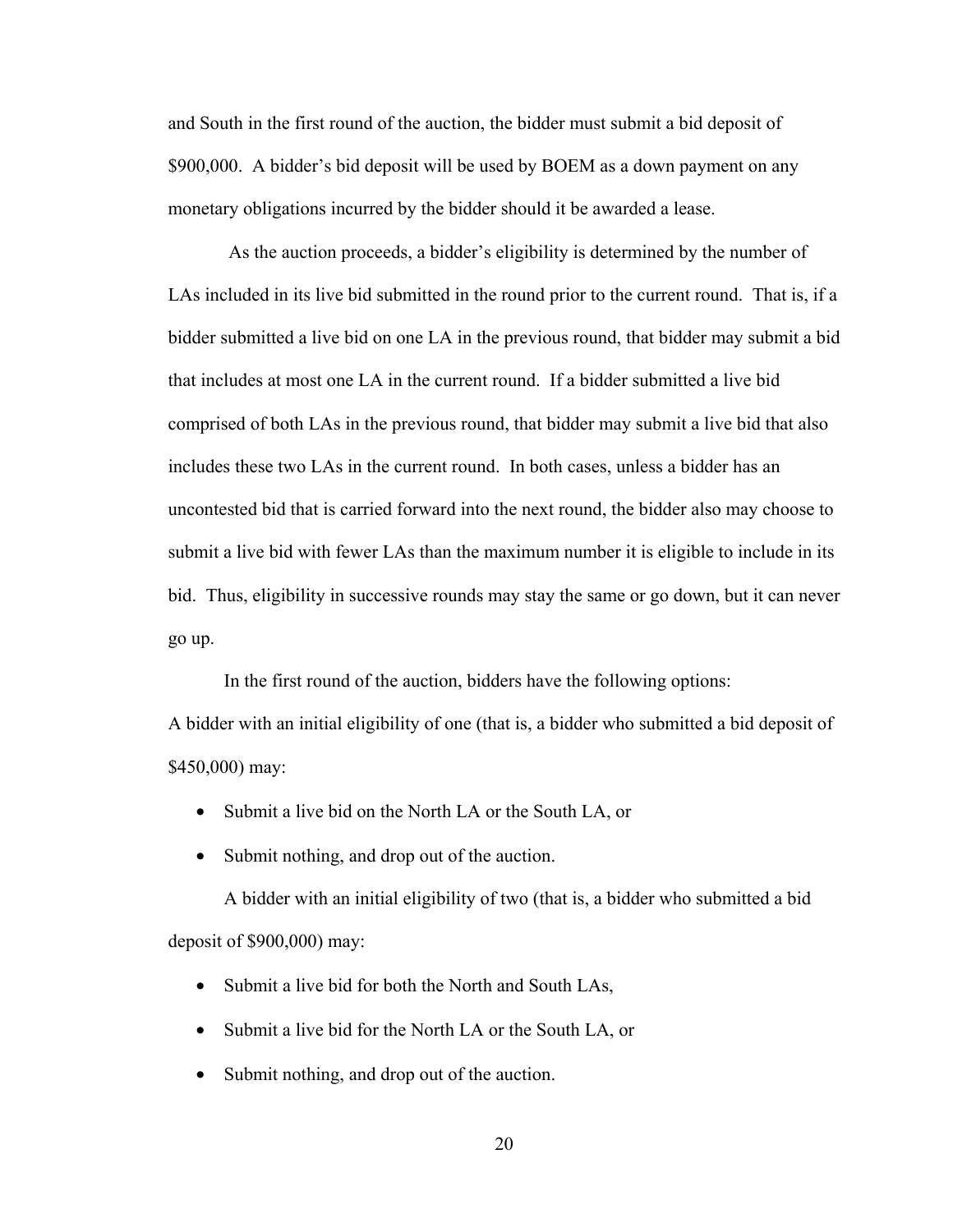and South in the first round of the auction, the bidder must submit a bid deposit of $900,000. A bidder's bid deposit will be used by BOEM as a down payment on any monetary obligations incurred by the bidder should it be awarded a lease.

As the auction proceeds, a bidder's eligibility is determined by the number of LAs included in its live bid submitted in the round prior to the current round. That is, if a bidder submitted a live bid on one LA in the previous round, that bidder may submit a bid that includes at most one LA in the current round. If a bidder submitted a live bid comprised of both LAs in the previous round, that bidder may submit a live bid that also includes these two LAs in the current round. In both cases, unless a bidder has an uncontested bid that is carried forward into the next round, the bidder also may choose to submit a live bid with fewer LAs than the maximum number it is eligible to include in its bid. Thus, eligibility in successive rounds may stay the same or go down, but it can never go up.

In the first round of the auction, bidders have the following options:

A bidder with an initial eligibility of one (that is, a bidder who submitted a bid deposit of $450,000) may:

- Submit a live bid on the North LA or the South LA, or
- Submit nothing, and drop out of the auction.

A bidder with an initial eligibility of two (that is, a bidder who submitted a bid deposit of $900,000) may:

- Submit a live bid for both the North and South LAs,
- Submit a live bid for the North LA or the South LA, or
- Submit nothing, and drop out of the auction.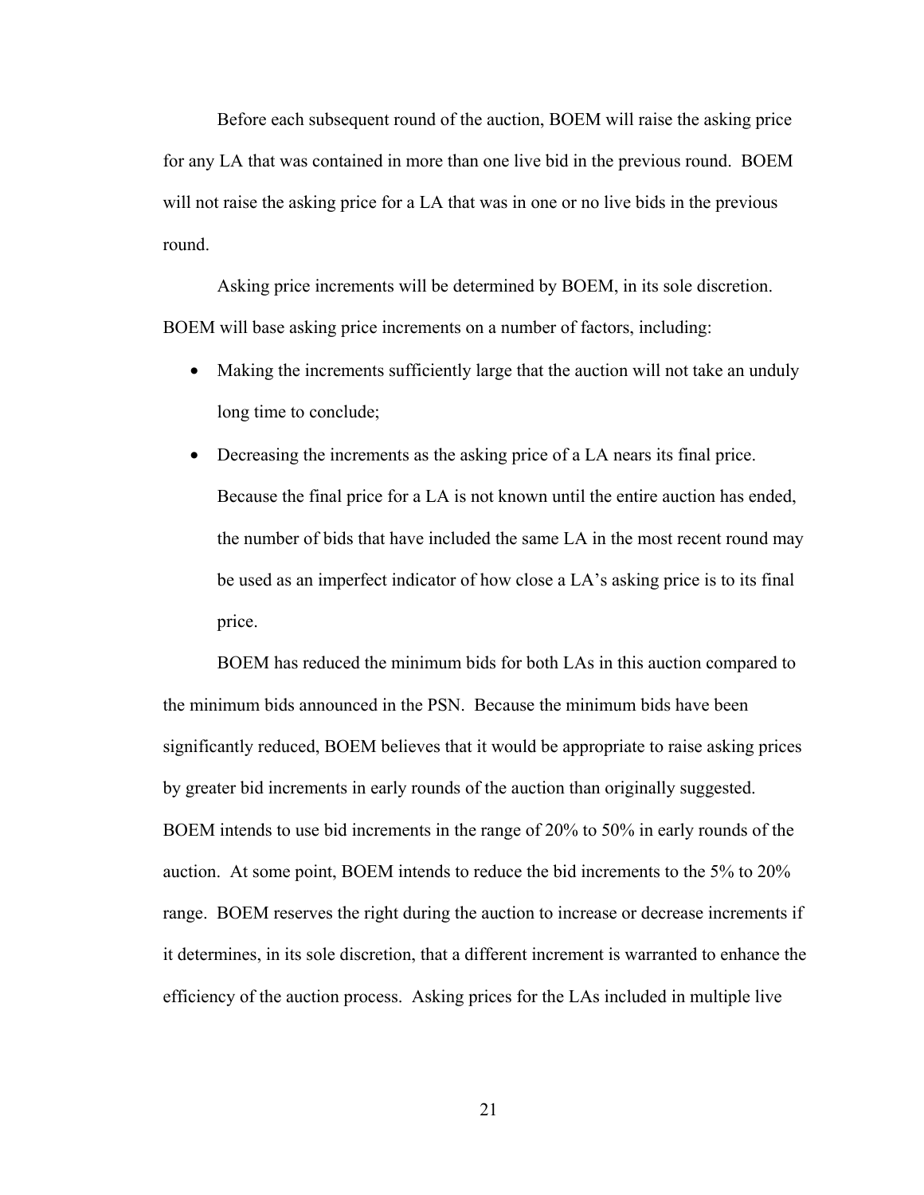Before each subsequent round of the auction, BOEM will raise the asking price for any LA that was contained in more than one live bid in the previous round. BOEM will not raise the asking price for a LA that was in one or no live bids in the previous round.

Asking price increments will be determined by BOEM, in its sole discretion. BOEM will base asking price increments on a number of factors, including:

- Making the increments sufficiently large that the auction will not take an unduly long time to conclude;
- Decreasing the increments as the asking price of a LA nears its final price. Because the final price for a LA is not known until the entire auction has ended, the number of bids that have included the same LA in the most recent round may be used as an imperfect indicator of how close a LA's asking price is to its final price.

BOEM has reduced the minimum bids for both LAs in this auction compared to the minimum bids announced in the PSN. Because the minimum bids have been significantly reduced, BOEM believes that it would be appropriate to raise asking prices by greater bid increments in early rounds of the auction than originally suggested. BOEM intends to use bid increments in the range of 20% to 50% in early rounds of the auction. At some point, BOEM intends to reduce the bid increments to the 5% to 20% range. BOEM reserves the right during the auction to increase or decrease increments if it determines, in its sole discretion, that a different increment is warranted to enhance the efficiency of the auction process. Asking prices for the LAs included in multiple live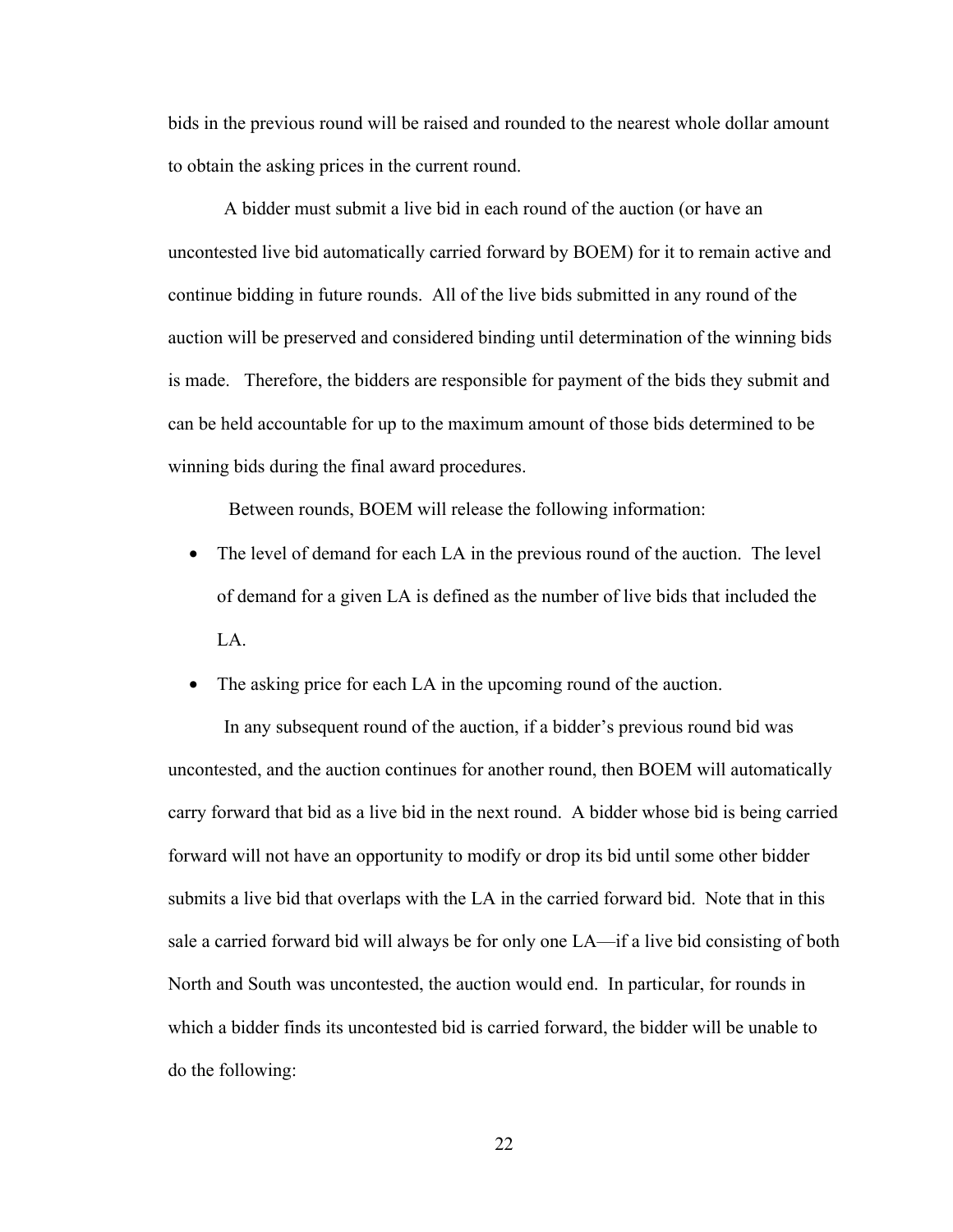bids in the previous round will be raised and rounded to the nearest whole dollar amount to obtain the asking prices in the current round.

A bidder must submit a live bid in each round of the auction (or have an uncontested live bid automatically carried forward by BOEM) for it to remain active and continue bidding in future rounds. All of the live bids submitted in any round of the auction will be preserved and considered binding until determination of the winning bids is made. Therefore, the bidders are responsible for payment of the bids they submit and can be held accountable for up to the maximum amount of those bids determined to be winning bids during the final award procedures.

Between rounds, BOEM will release the following information:

- The level of demand for each LA in the previous round of the auction. The level of demand for a given LA is defined as the number of live bids that included the LA.
- The asking price for each LA in the upcoming round of the auction.

In any subsequent round of the auction, if a bidder's previous round bid was uncontested, and the auction continues for another round, then BOEM will automatically carry forward that bid as a live bid in the next round. A bidder whose bid is being carried forward will not have an opportunity to modify or drop its bid until some other bidder submits a live bid that overlaps with the LA in the carried forward bid. Note that in this sale a carried forward bid will always be for only one LA—if a live bid consisting of both North and South was uncontested, the auction would end. In particular, for rounds in which a bidder finds its uncontested bid is carried forward, the bidder will be unable to do the following: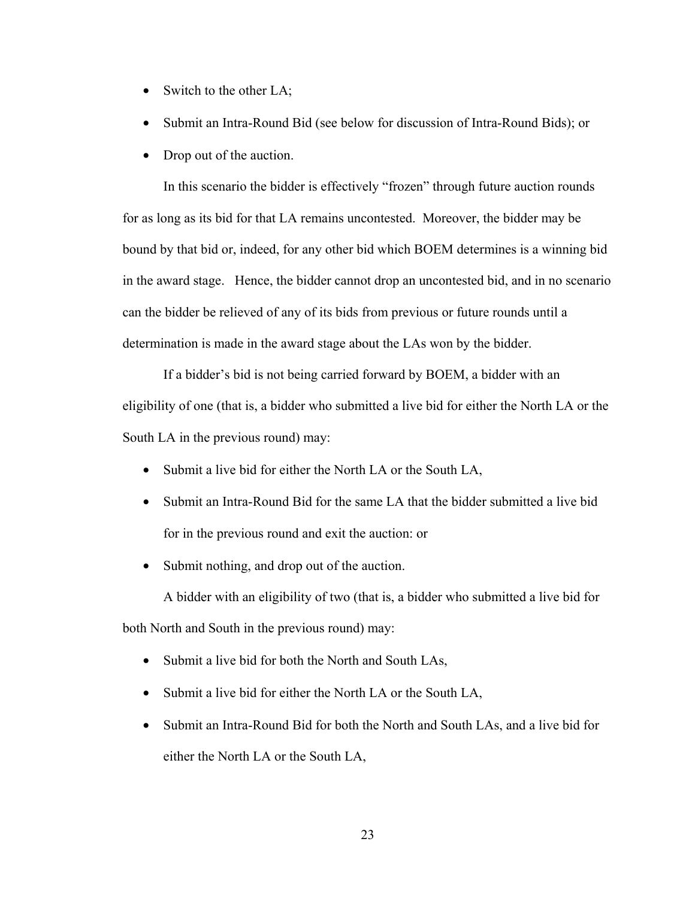- Switch to the other LA;
- Submit an Intra-Round Bid (see below for discussion of Intra-Round Bids); or
- Drop out of the auction.

In this scenario the bidder is effectively "frozen" through future auction rounds for as long as its bid for that LA remains uncontested. Moreover, the bidder may be bound by that bid or, indeed, for any other bid which BOEM determines is a winning bid in the award stage. Hence, the bidder cannot drop an uncontested bid, and in no scenario can the bidder be relieved of any of its bids from previous or future rounds until a determination is made in the award stage about the LAs won by the bidder.

If a bidder's bid is not being carried forward by BOEM, a bidder with an eligibility of one (that is, a bidder who submitted a live bid for either the North LA or the South LA in the previous round) may:

- Submit a live bid for either the North LA or the South LA,
- Submit an Intra-Round Bid for the same LA that the bidder submitted a live bid for in the previous round and exit the auction: or
- Submit nothing, and drop out of the auction.

A bidder with an eligibility of two (that is, a bidder who submitted a live bid for both North and South in the previous round) may:

- Submit a live bid for both the North and South LAs,
- Submit a live bid for either the North LA or the South LA,
- Submit an Intra-Round Bid for both the North and South LAs, and a live bid for either the North LA or the South LA,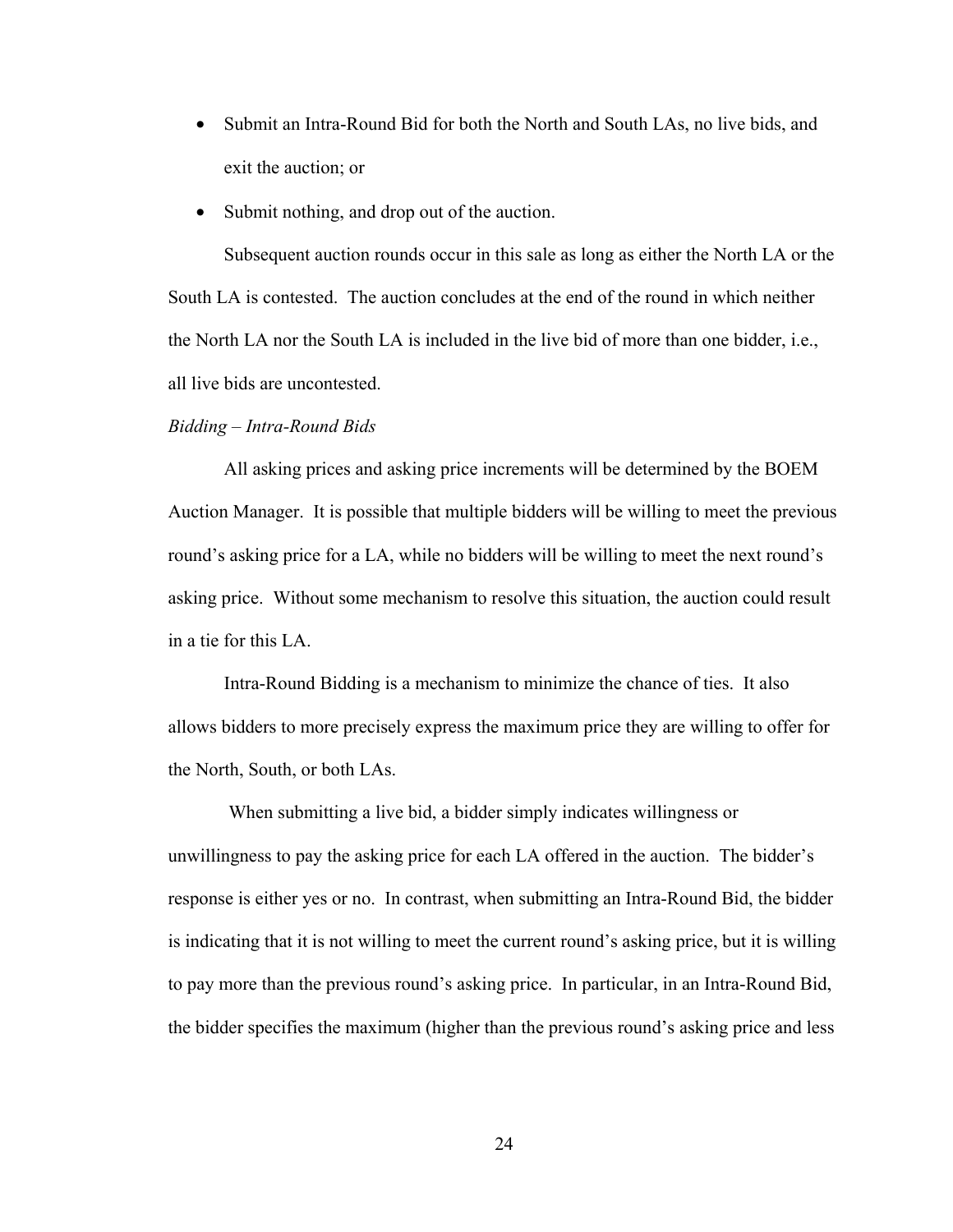- Submit an Intra-Round Bid for both the North and South LAs, no live bids, and exit the auction; or
- Submit nothing, and drop out of the auction.

Subsequent auction rounds occur in this sale as long as either the North LA or the South LA is contested. The auction concludes at the end of the round in which neither the North LA nor the South LA is included in the live bid of more than one bidder, i.e., all live bids are uncontested.

*Bidding – Intra-Round Bids*

All asking prices and asking price increments will be determined by the BOEM Auction Manager. It is possible that multiple bidders will be willing to meet the previous round's asking price for a LA, while no bidders will be willing to meet the next round's asking price. Without some mechanism to resolve this situation, the auction could result in a tie for this LA.

Intra-Round Bidding is a mechanism to minimize the chance of ties. It also allows bidders to more precisely express the maximum price they are willing to offer for the North, South, or both LAs.

When submitting a live bid, a bidder simply indicates willingness or unwillingness to pay the asking price for each LA offered in the auction. The bidder's response is either yes or no. In contrast, when submitting an Intra-Round Bid, the bidder is indicating that it is not willing to meet the current round's asking price, but it is willing to pay more than the previous round's asking price. In particular, in an Intra-Round Bid, the bidder specifies the maximum (higher than the previous round's asking price and less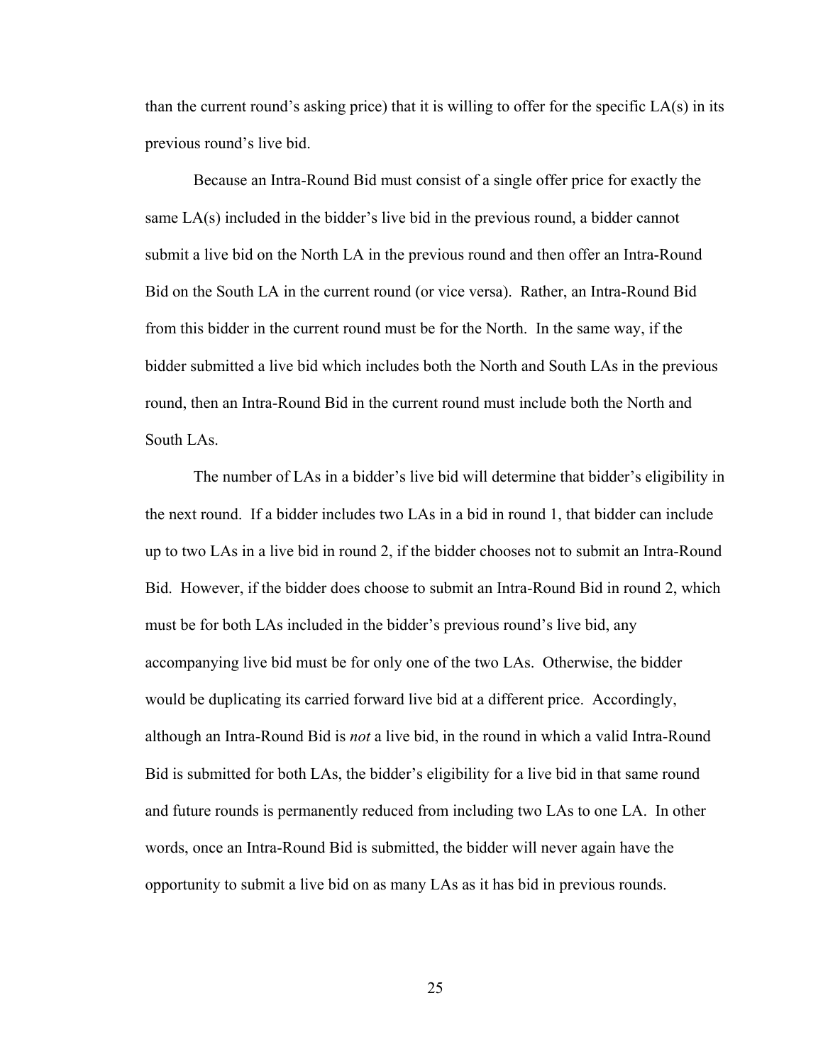than the current round's asking price) that it is willing to offer for the specific LA(s) in its previous round's live bid.

Because an Intra-Round Bid must consist of a single offer price for exactly the same LA(s) included in the bidder's live bid in the previous round, a bidder cannot submit a live bid on the North LA in the previous round and then offer an Intra-Round Bid on the South LA in the current round (or vice versa). Rather, an Intra-Round Bid from this bidder in the current round must be for the North. In the same way, if the bidder submitted a live bid which includes both the North and South LAs in the previous round, then an Intra-Round Bid in the current round must include both the North and South LAs.

The number of LAs in a bidder's live bid will determine that bidder's eligibility in the next round. If a bidder includes two LAs in a bid in round 1, that bidder can include up to two LAs in a live bid in round 2, if the bidder chooses not to submit an Intra-Round Bid. However, if the bidder does choose to submit an Intra-Round Bid in round 2, which must be for both LAs included in the bidder's previous round's live bid, any accompanying live bid must be for only one of the two LAs. Otherwise, the bidder would be duplicating its carried forward live bid at a different price. Accordingly, although an Intra-Round Bid is *not* a live bid, in the round in which a valid Intra-Round Bid is submitted for both LAs, the bidder's eligibility for a live bid in that same round and future rounds is permanently reduced from including two LAs to one LA. In other words, once an Intra-Round Bid is submitted, the bidder will never again have the opportunity to submit a live bid on as many LAs as it has bid in previous rounds.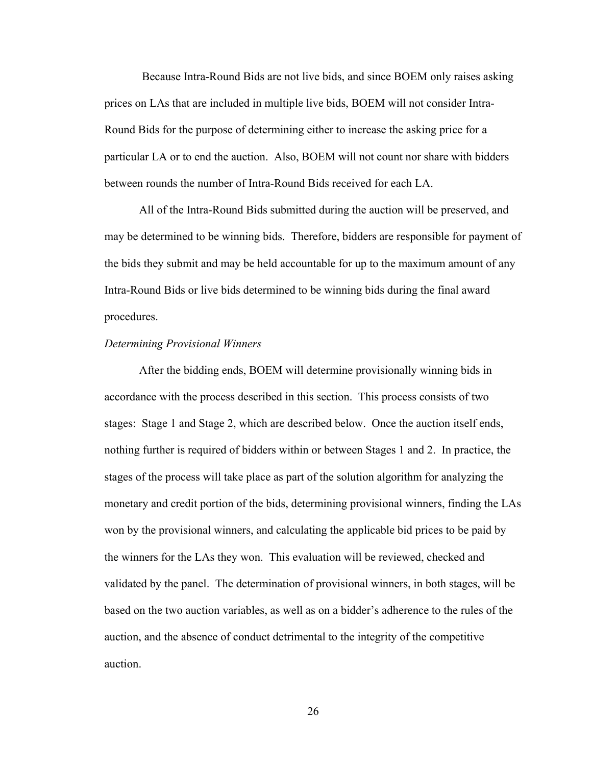Because Intra-Round Bids are not live bids, and since BOEM only raises asking prices on LAs that are included in multiple live bids, BOEM will not consider Intra-Round Bids for the purpose of determining either to increase the asking price for a particular LA or to end the auction. Also, BOEM will not count nor share with bidders between rounds the number of Intra-Round Bids received for each LA.

All of the Intra-Round Bids submitted during the auction will be preserved, and may be determined to be winning bids. Therefore, bidders are responsible for payment of the bids they submit and may be held accountable for up to the maximum amount of any Intra-Round Bids or live bids determined to be winning bids during the final award procedures.

*Determining Provisional Winners*

After the bidding ends, BOEM will determine provisionally winning bids in accordance with the process described in this section. This process consists of two stages: Stage 1 and Stage 2, which are described below. Once the auction itself ends, nothing further is required of bidders within or between Stages 1 and 2. In practice, the stages of the process will take place as part of the solution algorithm for analyzing the monetary and credit portion of the bids, determining provisional winners, finding the LAs won by the provisional winners, and calculating the applicable bid prices to be paid by the winners for the LAs they won. This evaluation will be reviewed, checked and validated by the panel. The determination of provisional winners, in both stages, will be based on the two auction variables, as well as on a bidder's adherence to the rules of the auction, and the absence of conduct detrimental to the integrity of the competitive auction.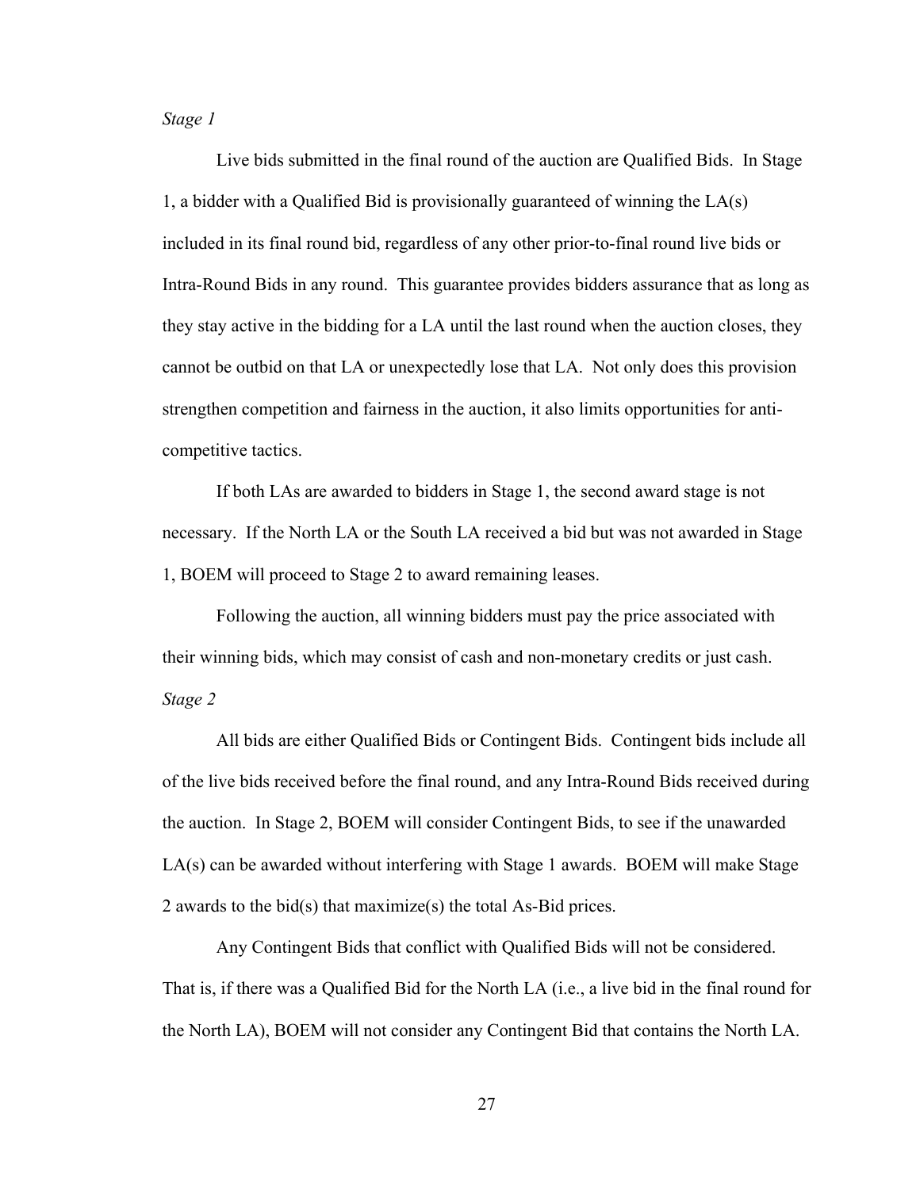*Stage 1*

Live bids submitted in the final round of the auction are Qualified Bids. In Stage 1, a bidder with a Qualified Bid is provisionally guaranteed of winning the LA(s) included in its final round bid, regardless of any other prior-to-final round live bids or Intra-Round Bids in any round. This guarantee provides bidders assurance that as long as they stay active in the bidding for a LA until the last round when the auction closes, they cannot be outbid on that LA or unexpectedly lose that LA. Not only does this provision strengthen competition and fairness in the auction, it also limits opportunities for anti-competitive tactics.

If both LAs are awarded to bidders in Stage 1, the second award stage is not necessary. If the North LA or the South LA received a bid but was not awarded in Stage 1, BOEM will proceed to Stage 2 to award remaining leases.

Following the auction, all winning bidders must pay the price associated with their winning bids, which may consist of cash and non-monetary credits or just cash.

*Stage 2*

All bids are either Qualified Bids or Contingent Bids. Contingent bids include all of the live bids received before the final round, and any Intra-Round Bids received during the auction. In Stage 2, BOEM will consider Contingent Bids, to see if the unawarded LA(s) can be awarded without interfering with Stage 1 awards. BOEM will make Stage 2 awards to the bid(s) that maximize(s) the total As-Bid prices.

Any Contingent Bids that conflict with Qualified Bids will not be considered. That is, if there was a Qualified Bid for the North LA (i.e., a live bid in the final round for the North LA), BOEM will not consider any Contingent Bid that contains the North LA.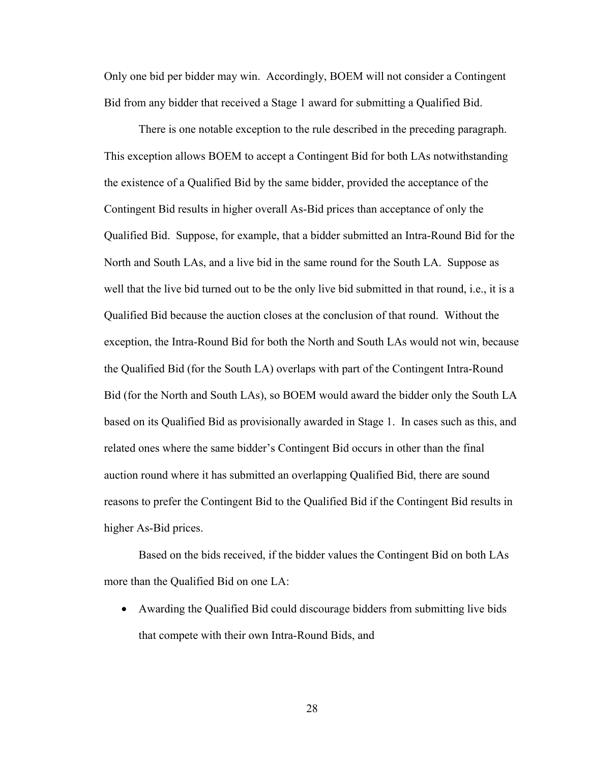Only one bid per bidder may win. Accordingly, BOEM will not consider a Contingent Bid from any bidder that received a Stage 1 award for submitting a Qualified Bid.

There is one notable exception to the rule described in the preceding paragraph. This exception allows BOEM to accept a Contingent Bid for both LAs notwithstanding the existence of a Qualified Bid by the same bidder, provided the acceptance of the Contingent Bid results in higher overall As-Bid prices than acceptance of only the Qualified Bid. Suppose, for example, that a bidder submitted an Intra-Round Bid for the North and South LAs, and a live bid in the same round for the South LA. Suppose as well that the live bid turned out to be the only live bid submitted in that round, i.e., it is a Qualified Bid because the auction closes at the conclusion of that round. Without the exception, the Intra-Round Bid for both the North and South LAs would not win, because the Qualified Bid (for the South LA) overlaps with part of the Contingent Intra-Round Bid (for the North and South LAs), so BOEM would award the bidder only the South LA based on its Qualified Bid as provisionally awarded in Stage 1. In cases such as this, and related ones where the same bidder's Contingent Bid occurs in other than the final auction round where it has submitted an overlapping Qualified Bid, there are sound reasons to prefer the Contingent Bid to the Qualified Bid if the Contingent Bid results in higher As-Bid prices.

Based on the bids received, if the bidder values the Contingent Bid on both LAs more than the Qualified Bid on one LA:

- Awarding the Qualified Bid could discourage bidders from submitting live bids that compete with their own Intra-Round Bids, and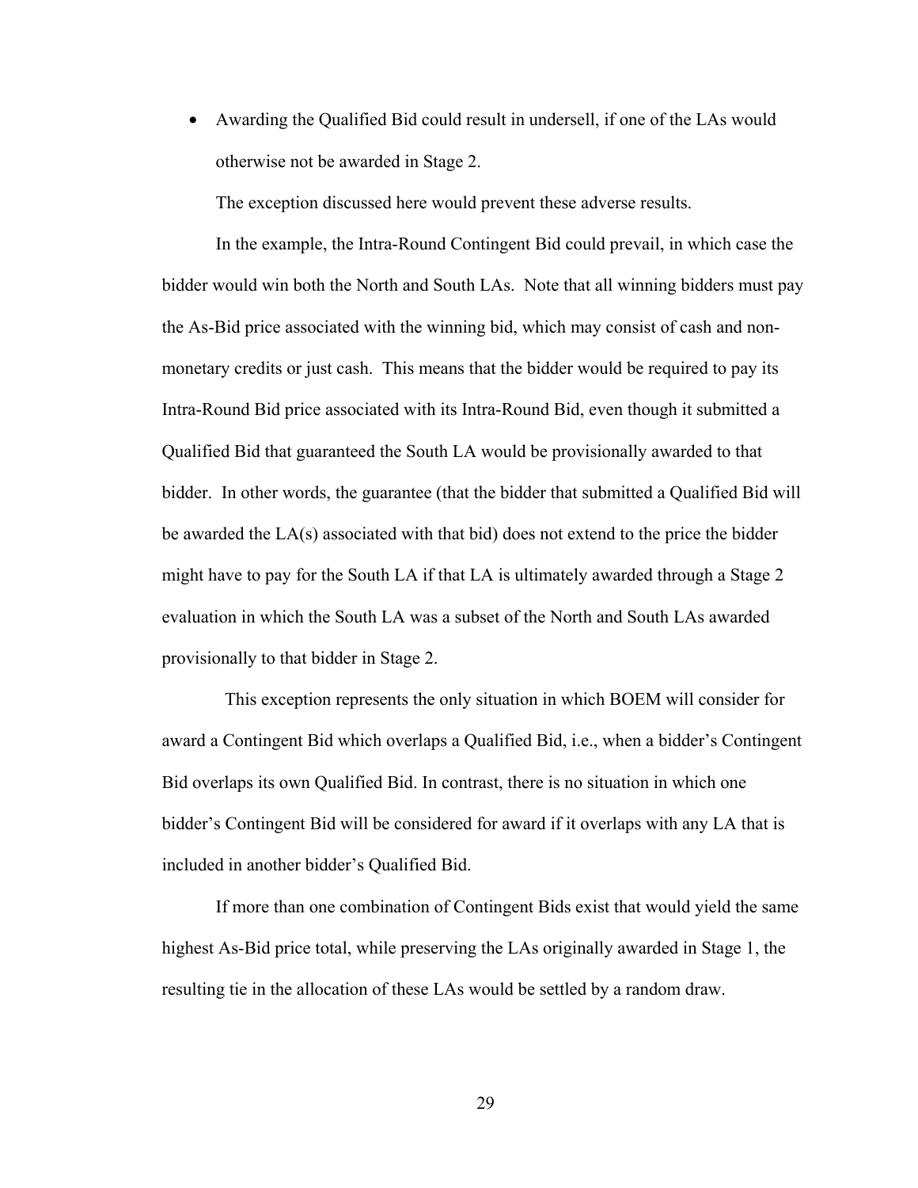- Awarding the Qualified Bid could result in undersell, if one of the LAs would otherwise not be awarded in Stage 2.

The exception discussed here would prevent these adverse results.

In the example, the Intra-Round Contingent Bid could prevail, in which case the bidder would win both the North and South LAs. Note that all winning bidders must pay the As-Bid price associated with the winning bid, which may consist of cash and non-monetary credits or just cash. This means that the bidder would be required to pay its Intra-Round Bid price associated with its Intra-Round Bid, even though it submitted a Qualified Bid that guaranteed the South LA would be provisionally awarded to that bidder. In other words, the guarantee (that the bidder that submitted a Qualified Bid will be awarded the LA(s) associated with that bid) does not extend to the price the bidder might have to pay for the South LA if that LA is ultimately awarded through a Stage 2 evaluation in which the South LA was a subset of the North and South LAs awarded provisionally to that bidder in Stage 2.

This exception represents the only situation in which BOEM will consider for award a Contingent Bid which overlaps a Qualified Bid, i.e., when a bidder's Contingent Bid overlaps its own Qualified Bid. In contrast, there is no situation in which one bidder's Contingent Bid will be considered for award if it overlaps with any LA that is included in another bidder's Qualified Bid.

If more than one combination of Contingent Bids exist that would yield the same highest As-Bid price total, while preserving the LAs originally awarded in Stage 1, the resulting tie in the allocation of these LAs would be settled by a random draw.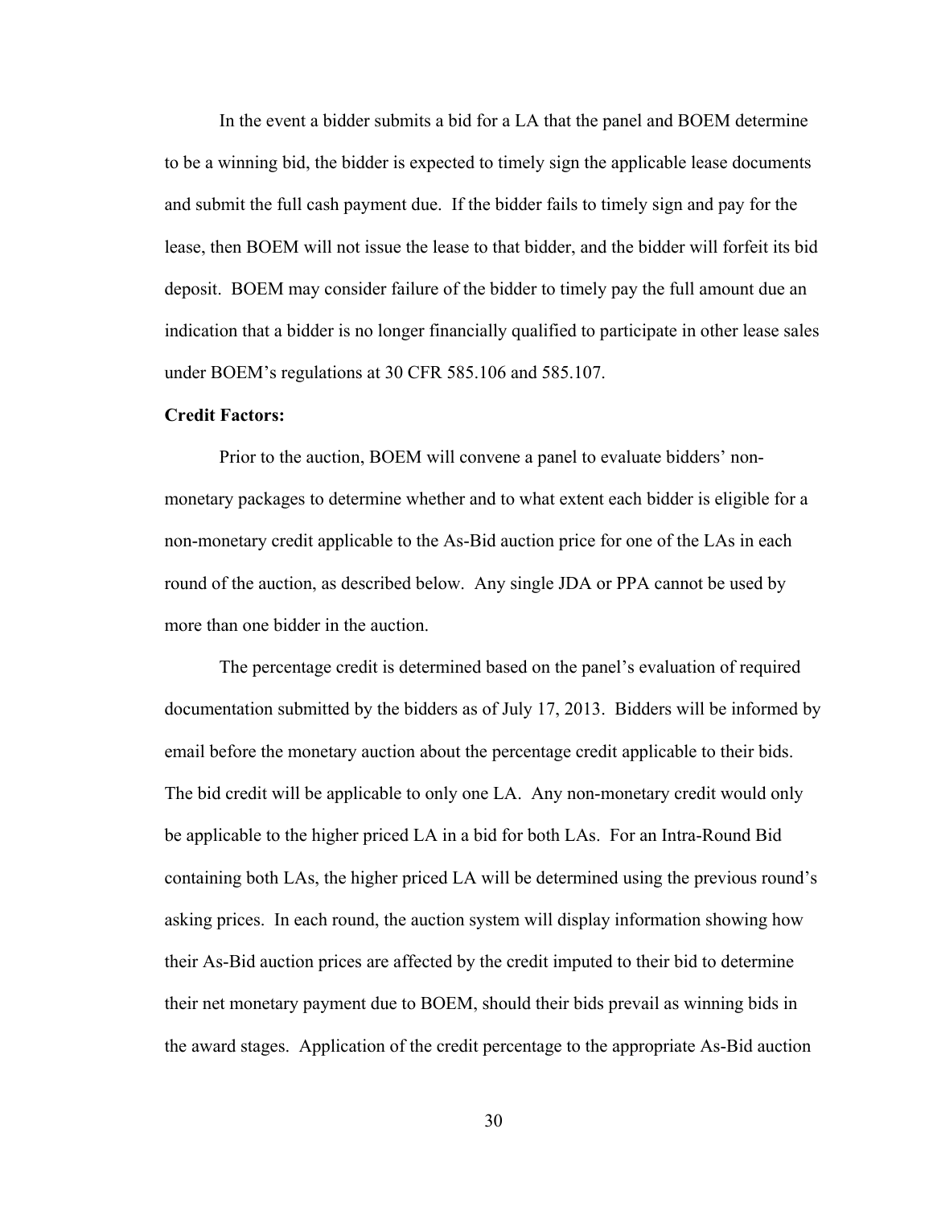In the event a bidder submits a bid for a LA that the panel and BOEM determine to be a winning bid, the bidder is expected to timely sign the applicable lease documents and submit the full cash payment due. If the bidder fails to timely sign and pay for the lease, then BOEM will not issue the lease to that bidder, and the bidder will forfeit its bid deposit. BOEM may consider failure of the bidder to timely pay the full amount due an indication that a bidder is no longer financially qualified to participate in other lease sales under BOEM's regulations at 30 CFR 585.106 and 585.107.

**Credit Factors:**

Prior to the auction, BOEM will convene a panel to evaluate bidders' non-monetary packages to determine whether and to what extent each bidder is eligible for a non-monetary credit applicable to the As-Bid auction price for one of the LAs in each round of the auction, as described below. Any single JDA or PPA cannot be used by more than one bidder in the auction.

The percentage credit is determined based on the panel's evaluation of required documentation submitted by the bidders as of July 17, 2013. Bidders will be informed by email before the monetary auction about the percentage credit applicable to their bids. The bid credit will be applicable to only one LA. Any non-monetary credit would only be applicable to the higher priced LA in a bid for both LAs. For an Intra-Round Bid containing both LAs, the higher priced LA will be determined using the previous round's asking prices. In each round, the auction system will display information showing how their As-Bid auction prices are affected by the credit imputed to their bid to determine their net monetary payment due to BOEM, should their bids prevail as winning bids in the award stages. Application of the credit percentage to the appropriate As-Bid auction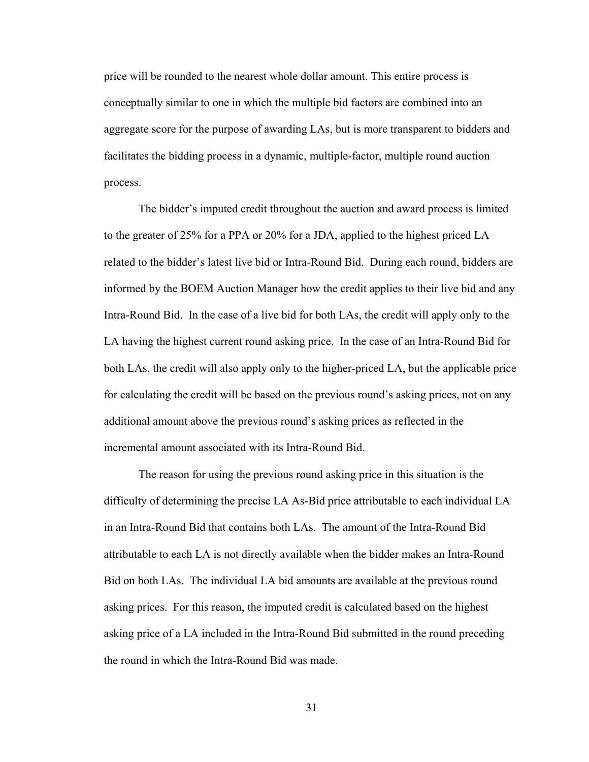price will be rounded to the nearest whole dollar amount. This entire process is conceptually similar to one in which the multiple bid factors are combined into an aggregate score for the purpose of awarding LAs, but is more transparent to bidders and facilitates the bidding process in a dynamic, multiple-factor, multiple round auction process.

The bidder's imputed credit throughout the auction and award process is limited to the greater of 25% for a PPA or 20% for a JDA, applied to the highest priced LA related to the bidder's latest live bid or Intra-Round Bid. During each round, bidders are informed by the BOEM Auction Manager how the credit applies to their live bid and any Intra-Round Bid. In the case of a live bid for both LAs, the credit will apply only to the LA having the highest current round asking price. In the case of an Intra-Round Bid for both LAs, the credit will also apply only to the higher-priced LA, but the applicable price for calculating the credit will be based on the previous round's asking prices, not on any additional amount above the previous round's asking prices as reflected in the incremental amount associated with its Intra-Round Bid.

The reason for using the previous round asking price in this situation is the difficulty of determining the precise LA As-Bid price attributable to each individual LA in an Intra-Round Bid that contains both LAs. The amount of the Intra-Round Bid attributable to each LA is not directly available when the bidder makes an Intra-Round Bid on both LAs. The individual LA bid amounts are available at the previous round asking prices. For this reason, the imputed credit is calculated based on the highest asking price of a LA included in the Intra-Round Bid submitted in the round preceding the round in which the Intra-Round Bid was made.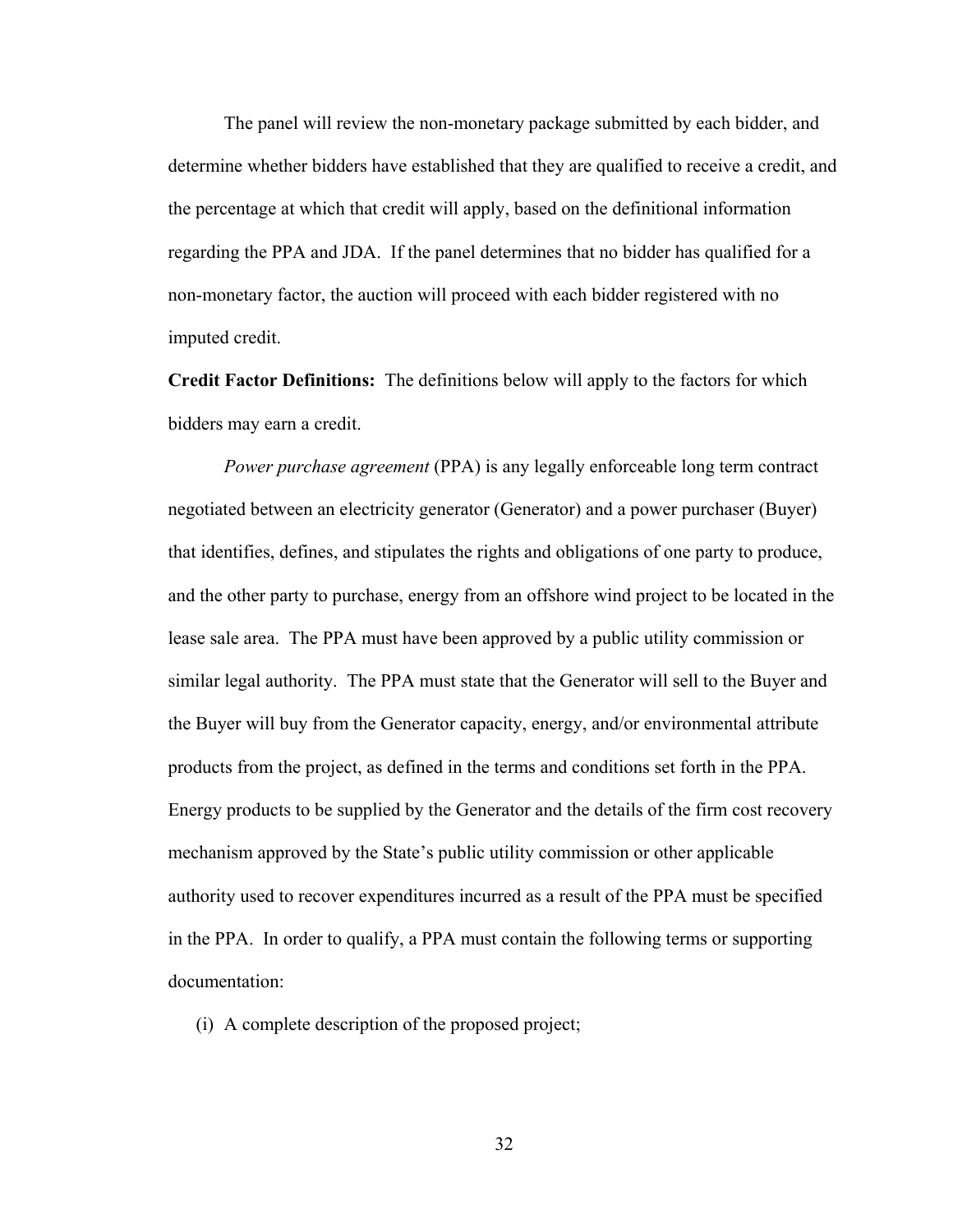The panel will review the non-monetary package submitted by each bidder, and determine whether bidders have established that they are qualified to receive a credit, and the percentage at which that credit will apply, based on the definitional information regarding the PPA and JDA. If the panel determines that no bidder has qualified for a non-monetary factor, the auction will proceed with each bidder registered with no imputed credit.

**Credit Factor Definitions:** The definitions below will apply to the factors for which bidders may earn a credit.

*Power purchase agreement* (PPA) is any legally enforceable long term contract negotiated between an electricity generator (Generator) and a power purchaser (Buyer) that identifies, defines, and stipulates the rights and obligations of one party to produce, and the other party to purchase, energy from an offshore wind project to be located in the lease sale area. The PPA must have been approved by a public utility commission or similar legal authority. The PPA must state that the Generator will sell to the Buyer and the Buyer will buy from the Generator capacity, energy, and/or environmental attribute products from the project, as defined in the terms and conditions set forth in the PPA. Energy products to be supplied by the Generator and the details of the firm cost recovery mechanism approved by the State's public utility commission or other applicable authority used to recover expenditures incurred as a result of the PPA must be specified in the PPA. In order to qualify, a PPA must contain the following terms or supporting documentation:

(i) A complete description of the proposed project;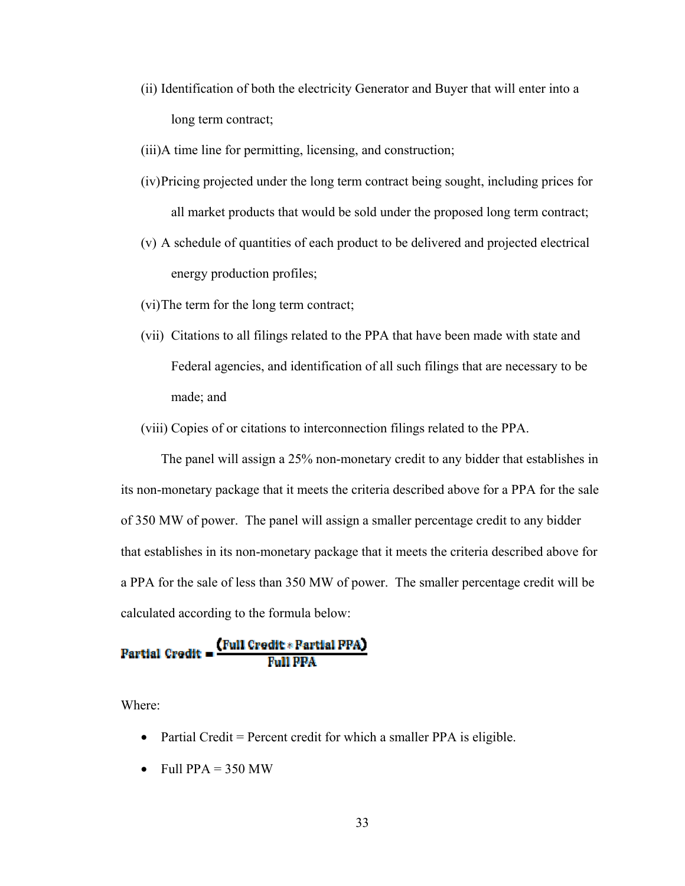(ii) Identification of both the electricity Generator and Buyer that will enter into a long term contract;

(iii) A time line for permitting, licensing, and construction;

(iv) Pricing projected under the long term contract being sought, including prices for all market products that would be sold under the proposed long term contract;

(v) A schedule of quantities of each product to be delivered and projected electrical energy production profiles;

(vi) The term for the long term contract;

(vii) Citations to all filings related to the PPA that have been made with state and Federal agencies, and identification of all such filings that are necessary to be made; and

(viii) Copies of or citations to interconnection filings related to the PPA.

The panel will assign a 25% non-monetary credit to any bidder that establishes in its non-monetary package that it meets the criteria described above for a PPA for the sale of 350 MW of power. The panel will assign a smaller percentage credit to any bidder that establishes in its non-monetary package that it meets the criteria described above for a PPA for the sale of less than 350 MW of power. The smaller percentage credit will be calculated according to the formula below:

$$\text{Partial Credit} = \frac{(\text{Full Credit} * \text{Partial PPA})}{\text{Full PPA}}$$

Where:

- Partial Credit = Percent credit for which a smaller PPA is eligible.
- Full PPA = 350 MW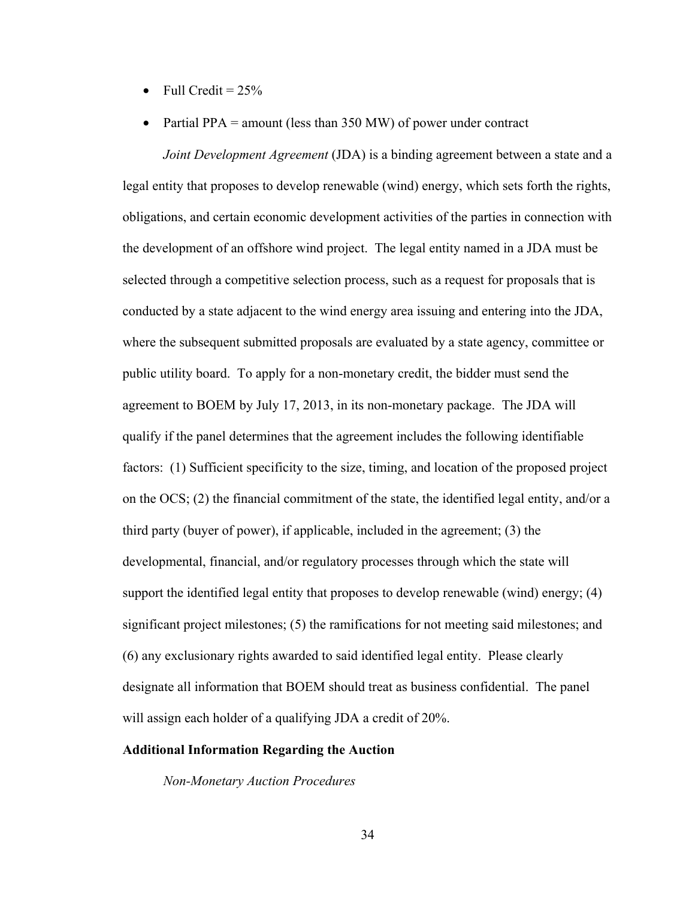- Full Credit = 25%
- Partial PPA = amount (less than 350 MW) of power under contract

*Joint Development Agreement* (JDA) is a binding agreement between a state and a legal entity that proposes to develop renewable (wind) energy, which sets forth the rights, obligations, and certain economic development activities of the parties in connection with the development of an offshore wind project. The legal entity named in a JDA must be selected through a competitive selection process, such as a request for proposals that is conducted by a state adjacent to the wind energy area issuing and entering into the JDA, where the subsequent submitted proposals are evaluated by a state agency, committee or public utility board. To apply for a non-monetary credit, the bidder must send the agreement to BOEM by July 17, 2013, in its non-monetary package. The JDA will qualify if the panel determines that the agreement includes the following identifiable factors: (1) Sufficient specificity to the size, timing, and location of the proposed project on the OCS; (2) the financial commitment of the state, the identified legal entity, and/or a third party (buyer of power), if applicable, included in the agreement; (3) the developmental, financial, and/or regulatory processes through which the state will support the identified legal entity that proposes to develop renewable (wind) energy; (4) significant project milestones; (5) the ramifications for not meeting said milestones; and (6) any exclusionary rights awarded to said identified legal entity. Please clearly designate all information that BOEM should treat as business confidential. The panel will assign each holder of a qualifying JDA a credit of 20%.

**Additional Information Regarding the Auction**

*Non-Monetary Auction Procedures*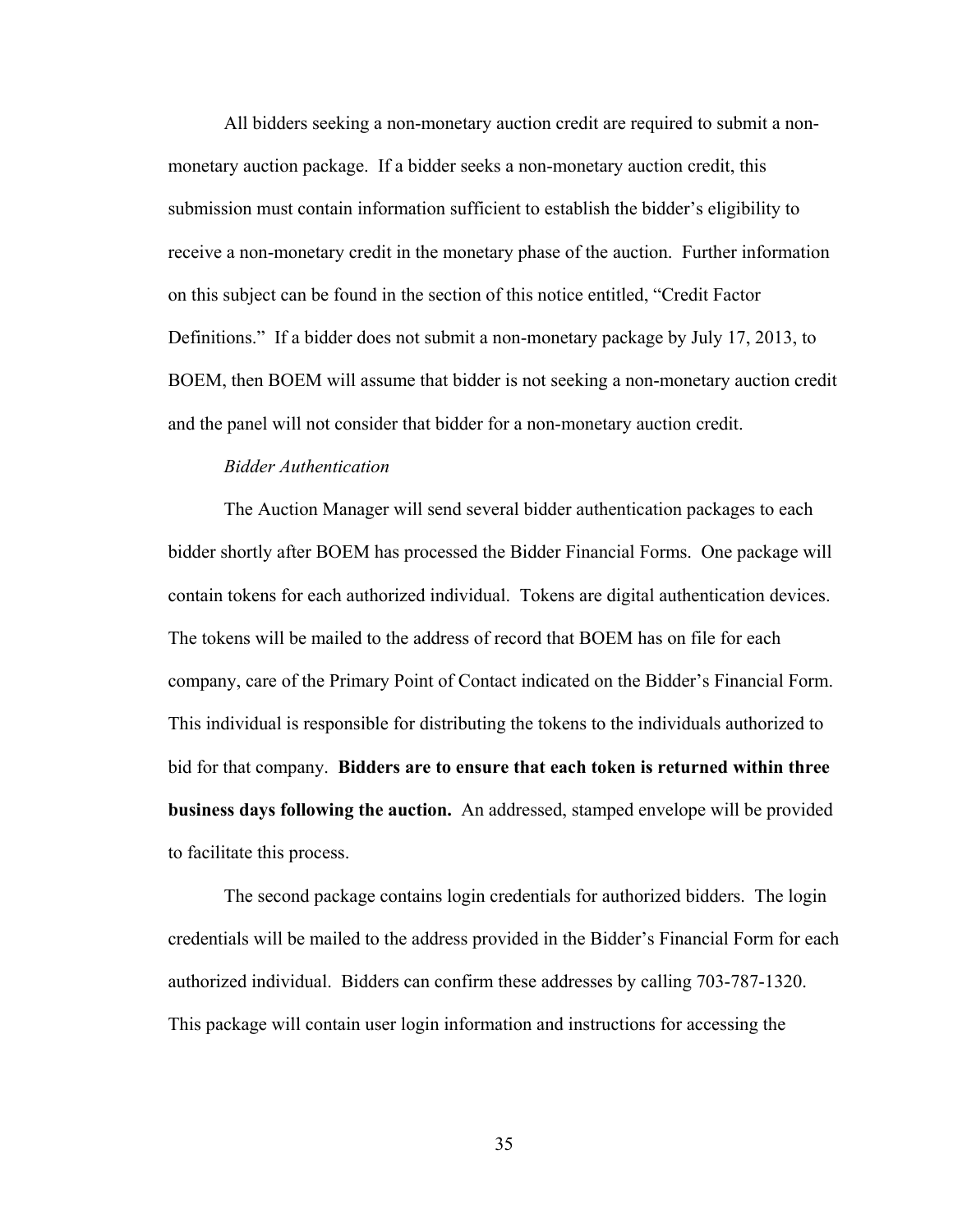All bidders seeking a non-monetary auction credit are required to submit a non-monetary auction package. If a bidder seeks a non-monetary auction credit, this submission must contain information sufficient to establish the bidder's eligibility to receive a non-monetary credit in the monetary phase of the auction. Further information on this subject can be found in the section of this notice entitled, "Credit Factor Definitions." If a bidder does not submit a non-monetary package by July 17, 2013, to BOEM, then BOEM will assume that bidder is not seeking a non-monetary auction credit and the panel will not consider that bidder for a non-monetary auction credit.

*Bidder Authentication*

The Auction Manager will send several bidder authentication packages to each bidder shortly after BOEM has processed the Bidder Financial Forms. One package will contain tokens for each authorized individual. Tokens are digital authentication devices. The tokens will be mailed to the address of record that BOEM has on file for each company, care of the Primary Point of Contact indicated on the Bidder's Financial Form. This individual is responsible for distributing the tokens to the individuals authorized to bid for that company. **Bidders are to ensure that each token is returned within three business days following the auction.** An addressed, stamped envelope will be provided to facilitate this process.

The second package contains login credentials for authorized bidders. The login credentials will be mailed to the address provided in the Bidder's Financial Form for each authorized individual. Bidders can confirm these addresses by calling 703-787-1320. This package will contain user login information and instructions for accessing the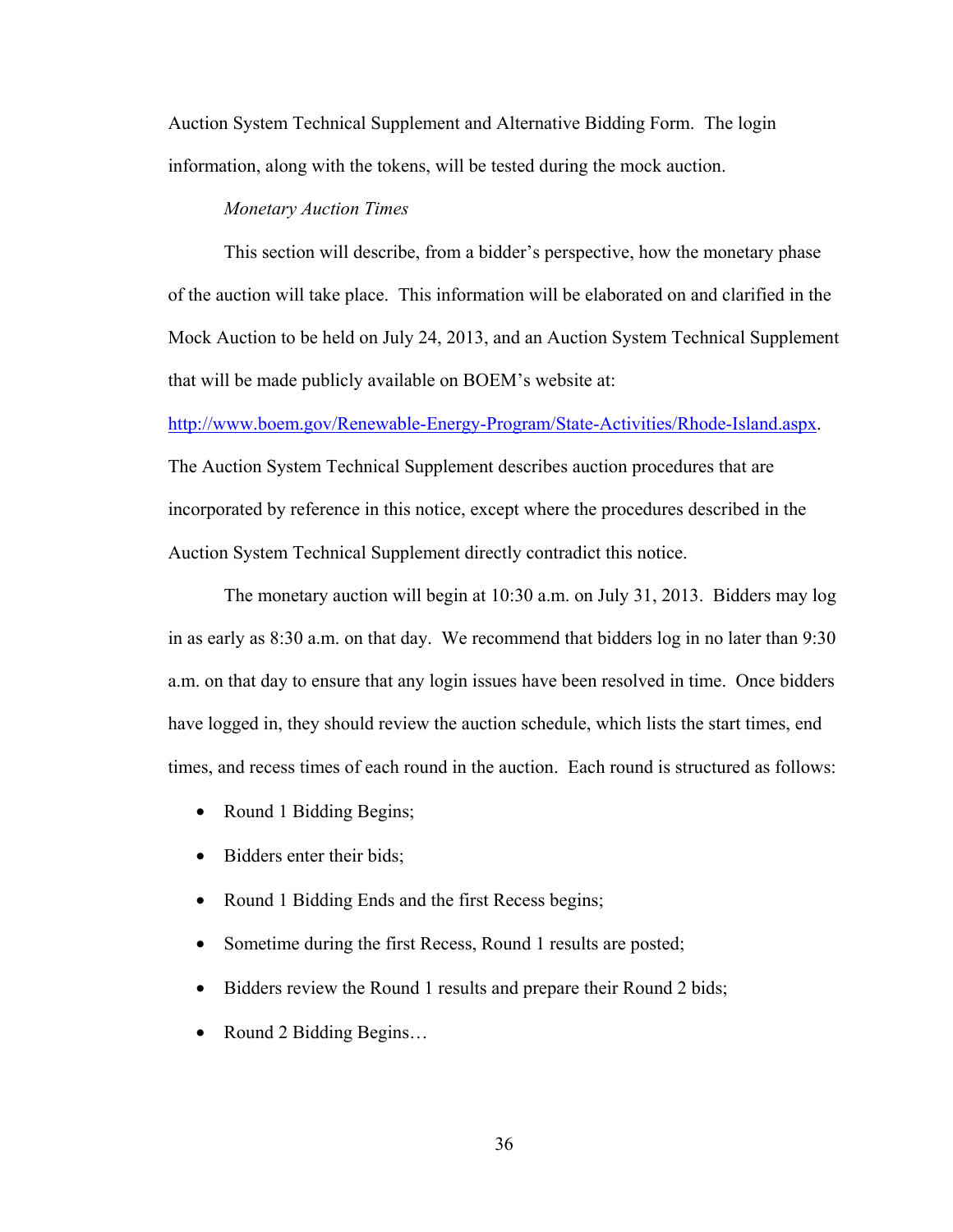Auction System Technical Supplement and Alternative Bidding Form. The login information, along with the tokens, will be tested during the mock auction.

*Monetary Auction Times*

This section will describe, from a bidder's perspective, how the monetary phase of the auction will take place. This information will be elaborated on and clarified in the Mock Auction to be held on July 24, 2013, and an Auction System Technical Supplement that will be made publicly available on BOEM's website at: http://www.boem.gov/Renewable-Energy-Program/State-Activities/Rhode-Island.aspx. The Auction System Technical Supplement describes auction procedures that are incorporated by reference in this notice, except where the procedures described in the Auction System Technical Supplement directly contradict this notice.

The monetary auction will begin at 10:30 a.m. on July 31, 2013. Bidders may log in as early as 8:30 a.m. on that day. We recommend that bidders log in no later than 9:30 a.m. on that day to ensure that any login issues have been resolved in time. Once bidders have logged in, they should review the auction schedule, which lists the start times, end times, and recess times of each round in the auction. Each round is structured as follows:

- Round 1 Bidding Begins;
- Bidders enter their bids;
- Round 1 Bidding Ends and the first Recess begins;
- Sometime during the first Recess, Round 1 results are posted;
- Bidders review the Round 1 results and prepare their Round 2 bids;
- Round 2 Bidding Begins…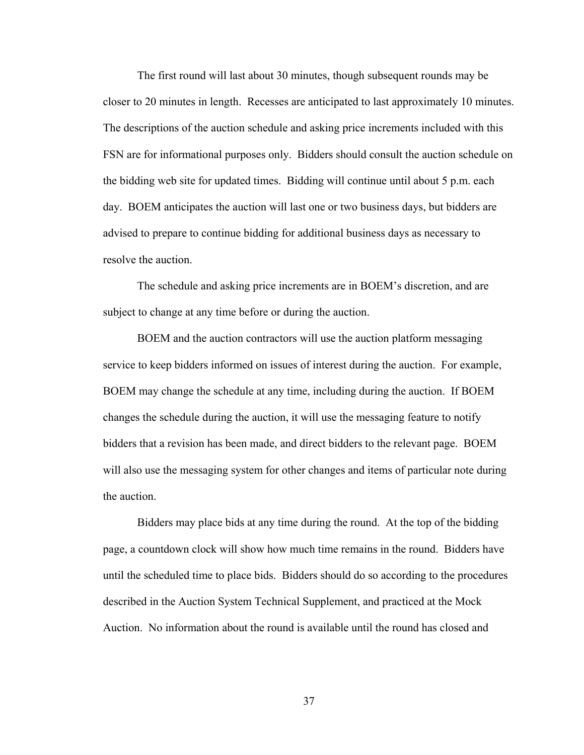The first round will last about 30 minutes, though subsequent rounds may be closer to 20 minutes in length. Recesses are anticipated to last approximately 10 minutes. The descriptions of the auction schedule and asking price increments included with this FSN are for informational purposes only. Bidders should consult the auction schedule on the bidding web site for updated times. Bidding will continue until about 5 p.m. each day. BOEM anticipates the auction will last one or two business days, but bidders are advised to prepare to continue bidding for additional business days as necessary to resolve the auction.

The schedule and asking price increments are in BOEM's discretion, and are subject to change at any time before or during the auction.

BOEM and the auction contractors will use the auction platform messaging service to keep bidders informed on issues of interest during the auction. For example, BOEM may change the schedule at any time, including during the auction. If BOEM changes the schedule during the auction, it will use the messaging feature to notify bidders that a revision has been made, and direct bidders to the relevant page. BOEM will also use the messaging system for other changes and items of particular note during the auction.

Bidders may place bids at any time during the round. At the top of the bidding page, a countdown clock will show how much time remains in the round. Bidders have until the scheduled time to place bids. Bidders should do so according to the procedures described in the Auction System Technical Supplement, and practiced at the Mock Auction. No information about the round is available until the round has closed and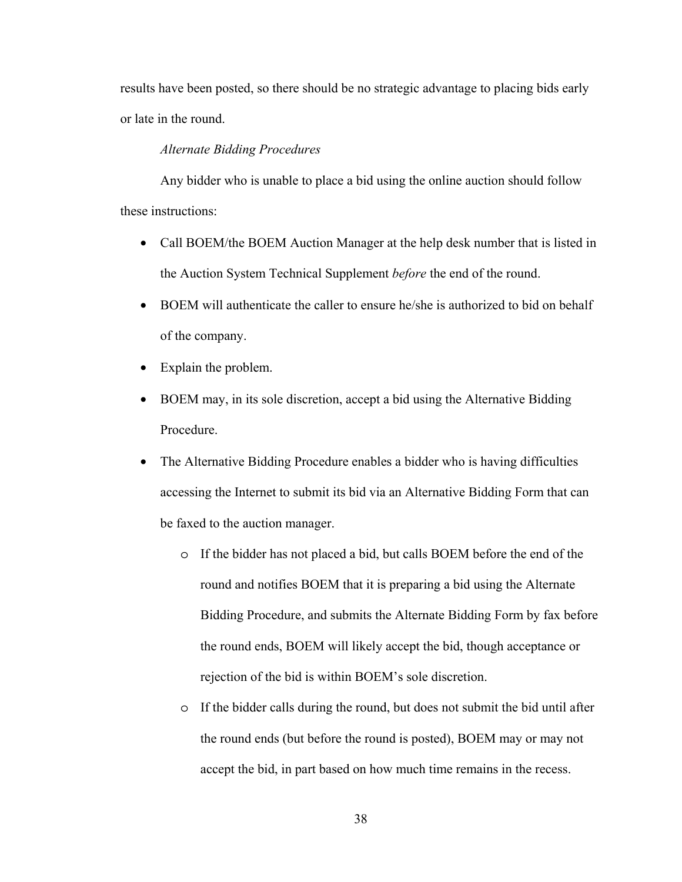results have been posted, so there should be no strategic advantage to placing bids early or late in the round.

*Alternate Bidding Procedures*

Any bidder who is unable to place a bid using the online auction should follow these instructions:

- Call BOEM/the BOEM Auction Manager at the help desk number that is listed in the Auction System Technical Supplement *before* the end of the round.
- BOEM will authenticate the caller to ensure he/she is authorized to bid on behalf of the company.
- Explain the problem.
- BOEM may, in its sole discretion, accept a bid using the Alternative Bidding Procedure.
- The Alternative Bidding Procedure enables a bidder who is having difficulties accessing the Internet to submit its bid via an Alternative Bidding Form that can be faxed to the auction manager.
  - If the bidder has not placed a bid, but calls BOEM before the end of the round and notifies BOEM that it is preparing a bid using the Alternate Bidding Procedure, and submits the Alternate Bidding Form by fax before the round ends, BOEM will likely accept the bid, though acceptance or rejection of the bid is within BOEM's sole discretion.
  - If the bidder calls during the round, but does not submit the bid until after the round ends (but before the round is posted), BOEM may or may not accept the bid, in part based on how much time remains in the recess.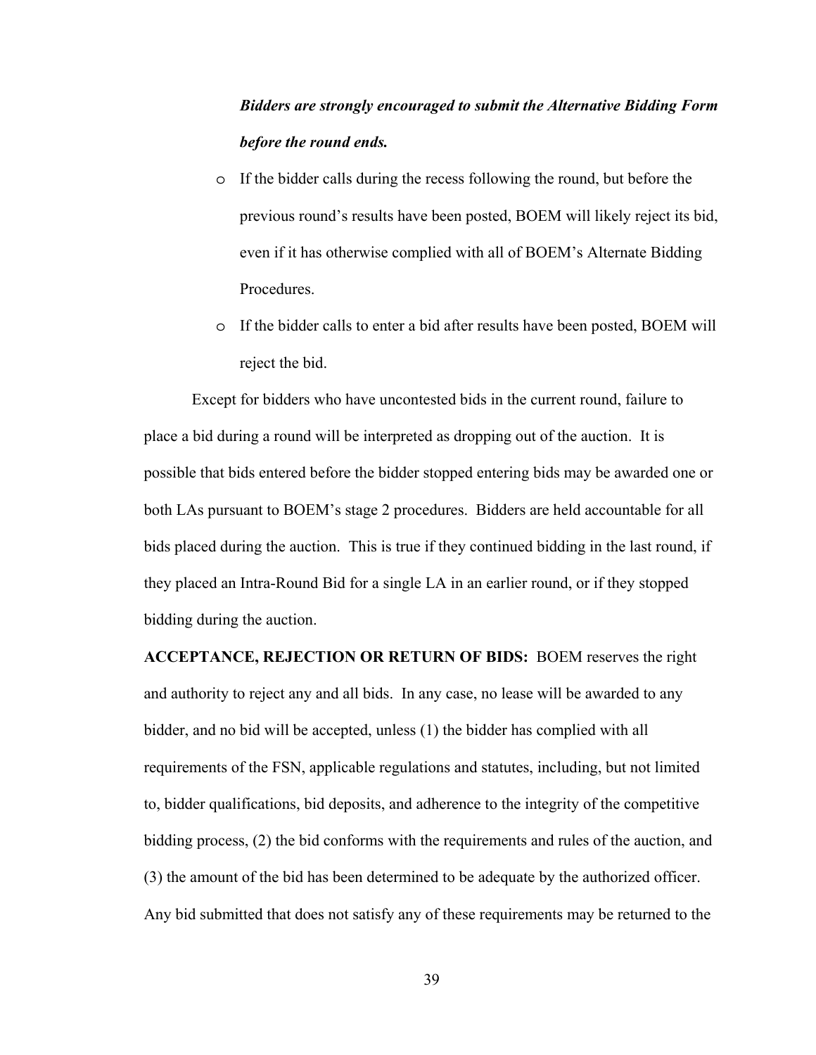***Bidders are strongly encouraged to submit the Alternative Bidding Form before the round ends.***

- If the bidder calls during the recess following the round, but before the previous round's results have been posted, BOEM will likely reject its bid, even if it has otherwise complied with all of BOEM's Alternate Bidding Procedures.
- If the bidder calls to enter a bid after results have been posted, BOEM will reject the bid.

Except for bidders who have uncontested bids in the current round, failure to place a bid during a round will be interpreted as dropping out of the auction. It is possible that bids entered before the bidder stopped entering bids may be awarded one or both LAs pursuant to BOEM's stage 2 procedures. Bidders are held accountable for all bids placed during the auction. This is true if they continued bidding in the last round, if they placed an Intra-Round Bid for a single LA in an earlier round, or if they stopped bidding during the auction.

**ACCEPTANCE, REJECTION OR RETURN OF BIDS:** BOEM reserves the right and authority to reject any and all bids. In any case, no lease will be awarded to any bidder, and no bid will be accepted, unless (1) the bidder has complied with all requirements of the FSN, applicable regulations and statutes, including, but not limited to, bidder qualifications, bid deposits, and adherence to the integrity of the competitive bidding process, (2) the bid conforms with the requirements and rules of the auction, and (3) the amount of the bid has been determined to be adequate by the authorized officer. Any bid submitted that does not satisfy any of these requirements may be returned to the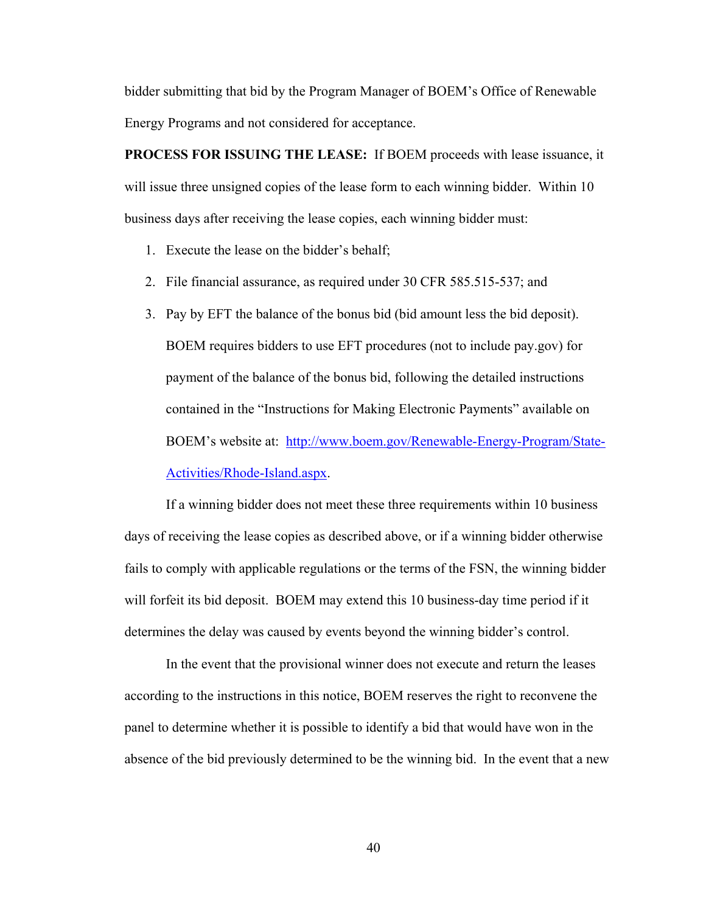bidder submitting that bid by the Program Manager of BOEM's Office of Renewable Energy Programs and not considered for acceptance.

**PROCESS FOR ISSUING THE LEASE:** If BOEM proceeds with lease issuance, it will issue three unsigned copies of the lease form to each winning bidder. Within 10 business days after receiving the lease copies, each winning bidder must:

1. Execute the lease on the bidder's behalf;
2. File financial assurance, as required under 30 CFR 585.515-537; and
3. Pay by EFT the balance of the bonus bid (bid amount less the bid deposit). BOEM requires bidders to use EFT procedures (not to include pay.gov) for payment of the balance of the bonus bid, following the detailed instructions contained in the "Instructions for Making Electronic Payments" available on BOEM's website at: [http://www.boem.gov/Renewable-Energy-Program/State-Activities/Rhode-Island.aspx](http://www.boem.gov/Renewable-Energy-Program/State-Activities/Rhode-Island.aspx).

If a winning bidder does not meet these three requirements within 10 business days of receiving the lease copies as described above, or if a winning bidder otherwise fails to comply with applicable regulations or the terms of the FSN, the winning bidder will forfeit its bid deposit. BOEM may extend this 10 business-day time period if it determines the delay was caused by events beyond the winning bidder's control.

In the event that the provisional winner does not execute and return the leases according to the instructions in this notice, BOEM reserves the right to reconvene the panel to determine whether it is possible to identify a bid that would have won in the absence of the bid previously determined to be the winning bid. In the event that a new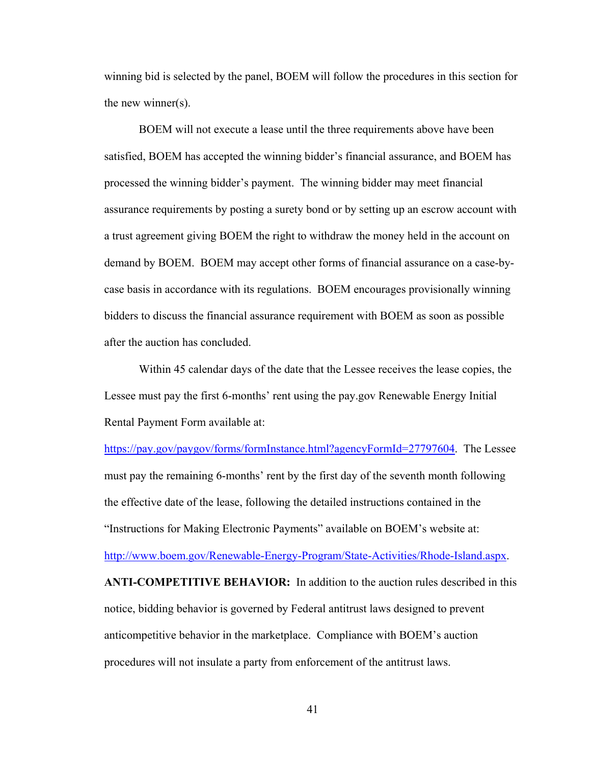winning bid is selected by the panel, BOEM will follow the procedures in this section for the new winner(s).

BOEM will not execute a lease until the three requirements above have been satisfied, BOEM has accepted the winning bidder's financial assurance, and BOEM has processed the winning bidder's payment. The winning bidder may meet financial assurance requirements by posting a surety bond or by setting up an escrow account with a trust agreement giving BOEM the right to withdraw the money held in the account on demand by BOEM. BOEM may accept other forms of financial assurance on a case-by-case basis in accordance with its regulations. BOEM encourages provisionally winning bidders to discuss the financial assurance requirement with BOEM as soon as possible after the auction has concluded.

Within 45 calendar days of the date that the Lessee receives the lease copies, the Lessee must pay the first 6-months' rent using the pay.gov Renewable Energy Initial Rental Payment Form available at: https://pay.gov/paygov/forms/formInstance.html?agencyFormId=27797604. The Lessee must pay the remaining 6-months' rent by the first day of the seventh month following the effective date of the lease, following the detailed instructions contained in the "Instructions for Making Electronic Payments" available on BOEM's website at: http://www.boem.gov/Renewable-Energy-Program/State-Activities/Rhode-Island.aspx.

**ANTI-COMPETITIVE BEHAVIOR:** In addition to the auction rules described in this notice, bidding behavior is governed by Federal antitrust laws designed to prevent anticompetitive behavior in the marketplace. Compliance with BOEM's auction procedures will not insulate a party from enforcement of the antitrust laws.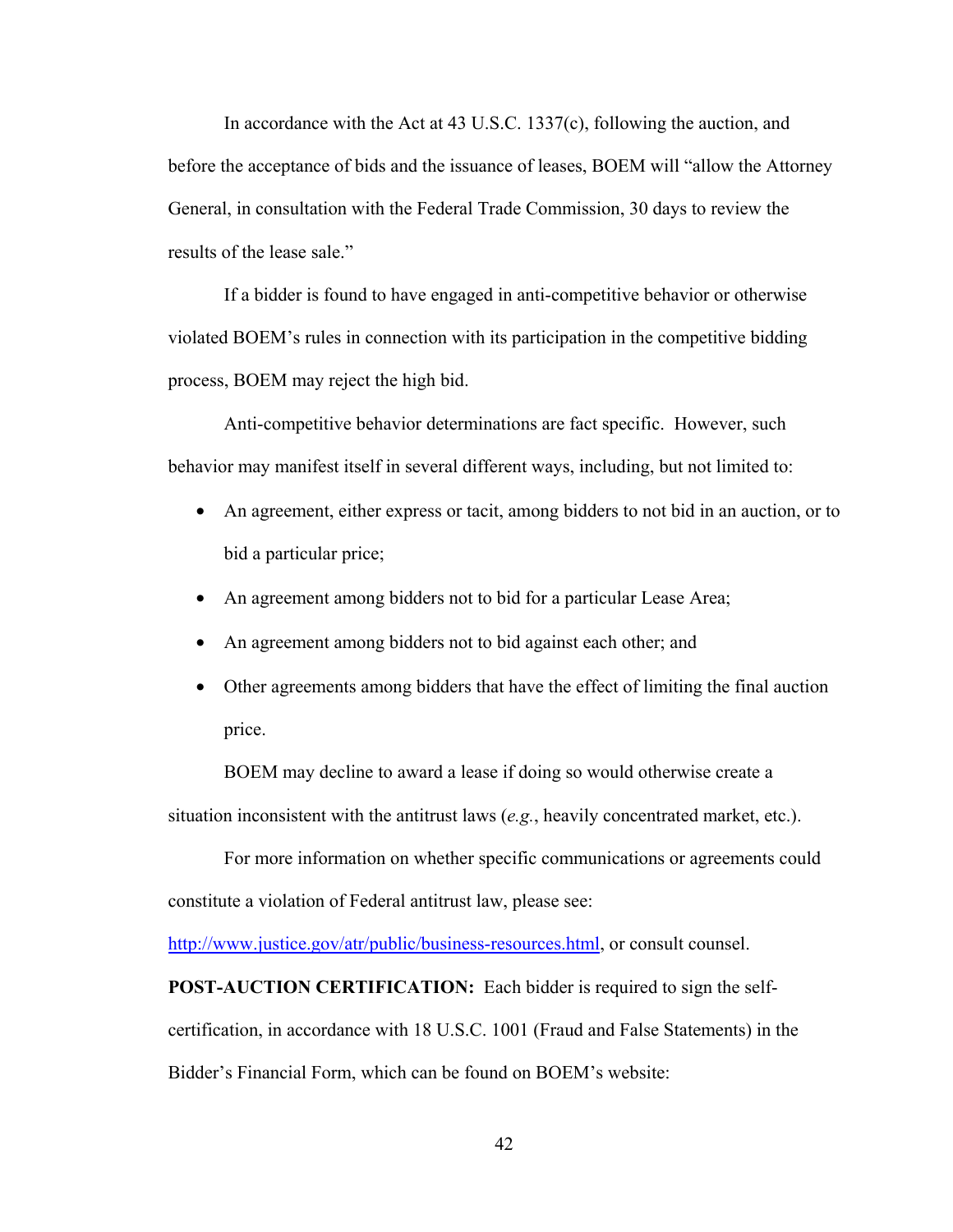In accordance with the Act at 43 U.S.C. 1337(c), following the auction, and before the acceptance of bids and the issuance of leases, BOEM will "allow the Attorney General, in consultation with the Federal Trade Commission, 30 days to review the results of the lease sale."

If a bidder is found to have engaged in anti-competitive behavior or otherwise violated BOEM's rules in connection with its participation in the competitive bidding process, BOEM may reject the high bid.

Anti-competitive behavior determinations are fact specific. However, such behavior may manifest itself in several different ways, including, but not limited to:

- An agreement, either express or tacit, among bidders to not bid in an auction, or to bid a particular price;
- An agreement among bidders not to bid for a particular Lease Area;
- An agreement among bidders not to bid against each other; and
- Other agreements among bidders that have the effect of limiting the final auction price.

BOEM may decline to award a lease if doing so would otherwise create a situation inconsistent with the antitrust laws (*e.g.*, heavily concentrated market, etc.).

For more information on whether specific communications or agreements could constitute a violation of Federal antitrust law, please see: [http://www.justice.gov/atr/public/business-resources.html](http://www.justice.gov/atr/public/business-resources.html), or consult counsel.

**POST-AUCTION CERTIFICATION:** Each bidder is required to sign the self-certification, in accordance with 18 U.S.C. 1001 (Fraud and False Statements) in the Bidder's Financial Form, which can be found on BOEM's website: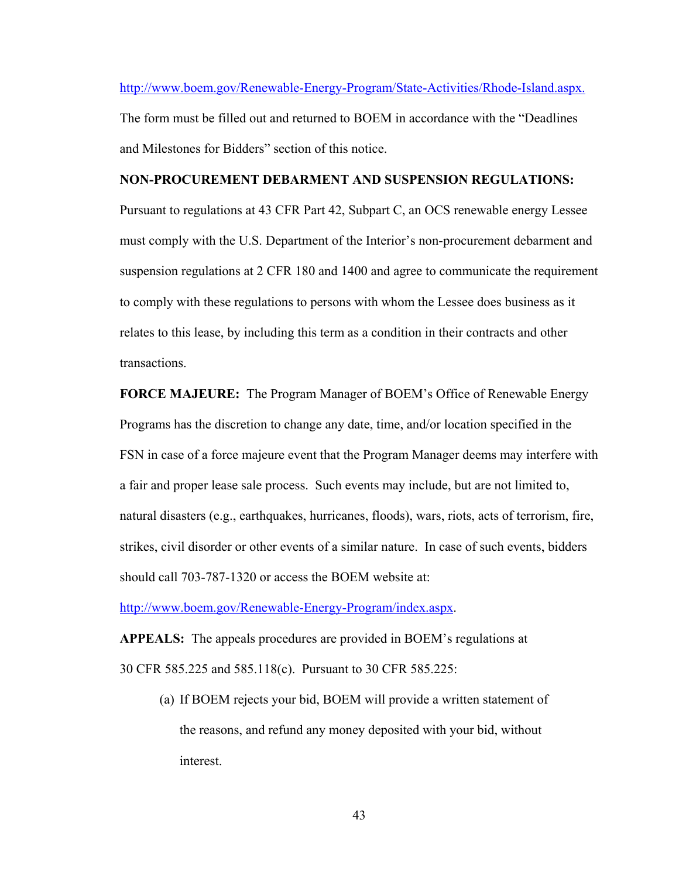http://www.boem.gov/Renewable-Energy-Program/State-Activities/Rhode-Island.aspx. The form must be filled out and returned to BOEM in accordance with the "Deadlines and Milestones for Bidders" section of this notice.

**NON-PROCUREMENT DEBARMENT AND SUSPENSION REGULATIONS:** Pursuant to regulations at 43 CFR Part 42, Subpart C, an OCS renewable energy Lessee must comply with the U.S. Department of the Interior's non-procurement debarment and suspension regulations at 2 CFR 180 and 1400 and agree to communicate the requirement to comply with these regulations to persons with whom the Lessee does business as it relates to this lease, by including this term as a condition in their contracts and other transactions.

**FORCE MAJEURE:** The Program Manager of BOEM's Office of Renewable Energy Programs has the discretion to change any date, time, and/or location specified in the FSN in case of a force majeure event that the Program Manager deems may interfere with a fair and proper lease sale process. Such events may include, but are not limited to, natural disasters (e.g., earthquakes, hurricanes, floods), wars, riots, acts of terrorism, fire, strikes, civil disorder or other events of a similar nature. In case of such events, bidders should call 703-787-1320 or access the BOEM website at: http://www.boem.gov/Renewable-Energy-Program/index.aspx.

**APPEALS:** The appeals procedures are provided in BOEM's regulations at 30 CFR 585.225 and 585.118(c). Pursuant to 30 CFR 585.225:

(a) If BOEM rejects your bid, BOEM will provide a written statement of the reasons, and refund any money deposited with your bid, without interest.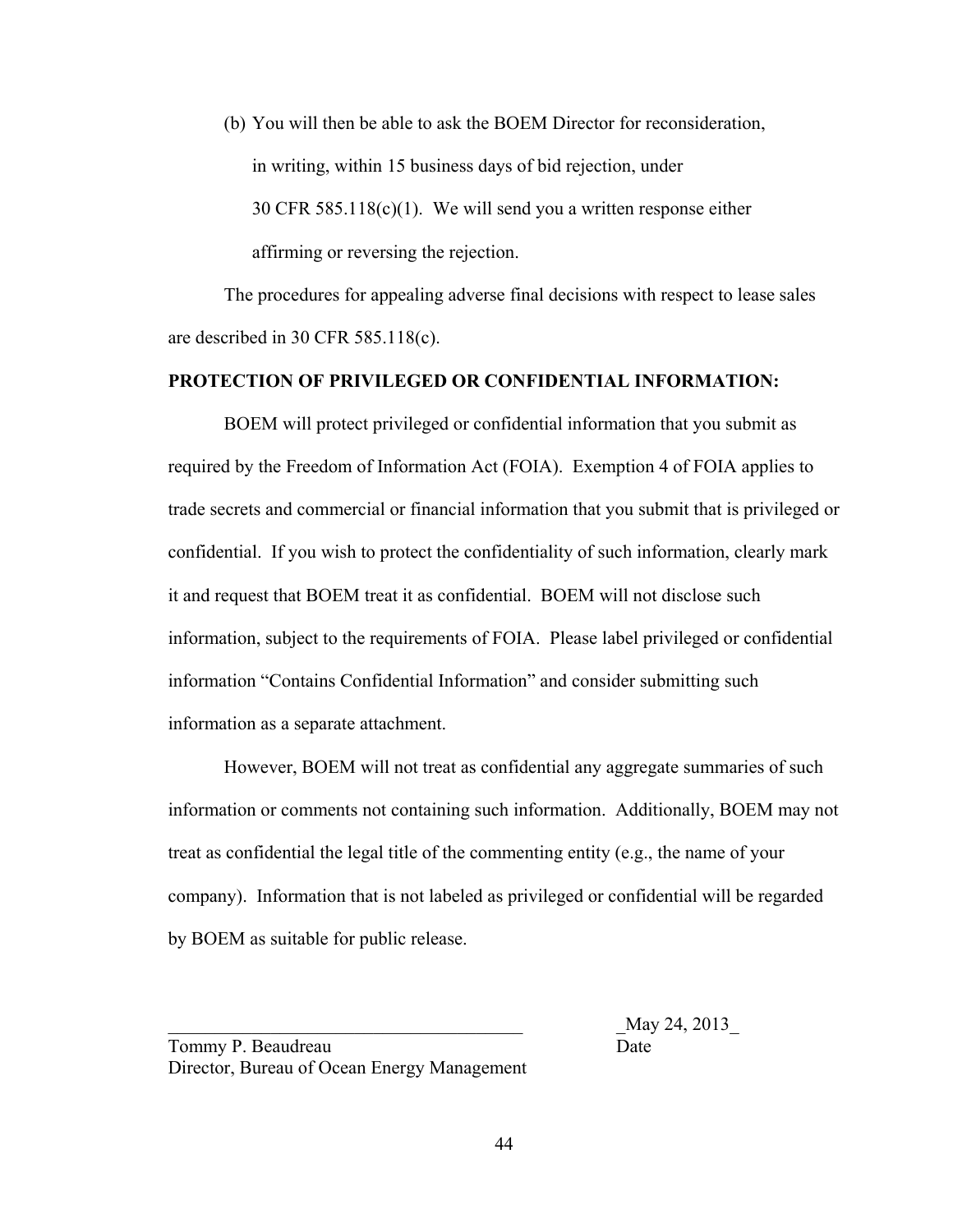(b) You will then be able to ask the BOEM Director for reconsideration, in writing, within 15 business days of bid rejection, under 30 CFR 585.118(c)(1). We will send you a written response either affirming or reversing the rejection.

The procedures for appealing adverse final decisions with respect to lease sales are described in 30 CFR 585.118(c).

**PROTECTION OF PRIVILEGED OR CONFIDENTIAL INFORMATION:**

BOEM will protect privileged or confidential information that you submit as required by the Freedom of Information Act (FOIA). Exemption 4 of FOIA applies to trade secrets and commercial or financial information that you submit that is privileged or confidential. If you wish to protect the confidentiality of such information, clearly mark it and request that BOEM treat it as confidential. BOEM will not disclose such information, subject to the requirements of FOIA. Please label privileged or confidential information "Contains Confidential Information" and consider submitting such information as a separate attachment.

However, BOEM will not treat as confidential any aggregate summaries of such information or comments not containing such information. Additionally, BOEM may not treat as confidential the legal title of the commenting entity (e.g., the name of your company). Information that is not labeled as privileged or confidential will be regarded by BOEM as suitable for public release.

_______________________________________ _May 24, 2013_

Tommy P. Beaudreau Date

Director, Bureau of Ocean Energy Management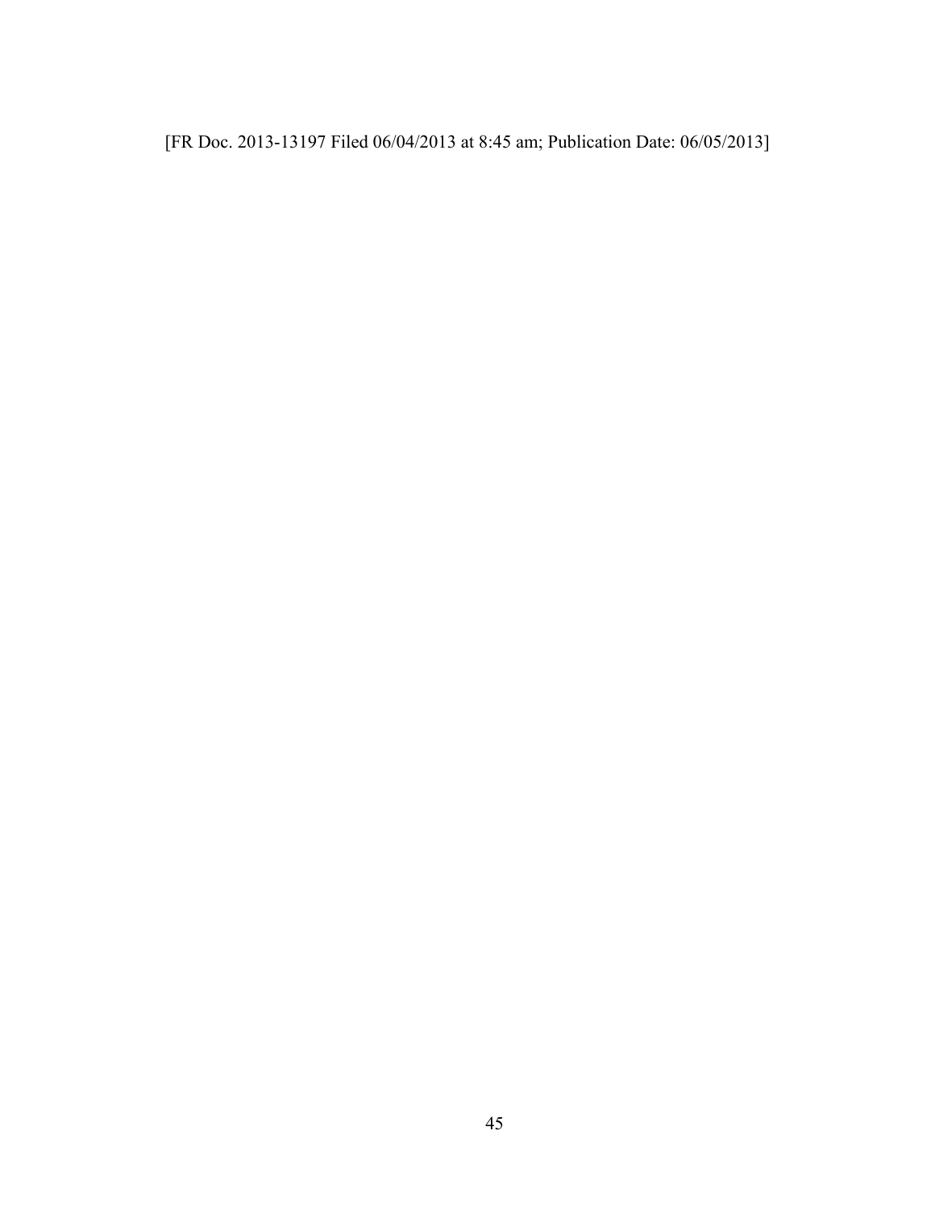[FR Doc. 2013-13197 Filed 06/04/2013 at 8:45 am; Publication Date: 06/05/2013]